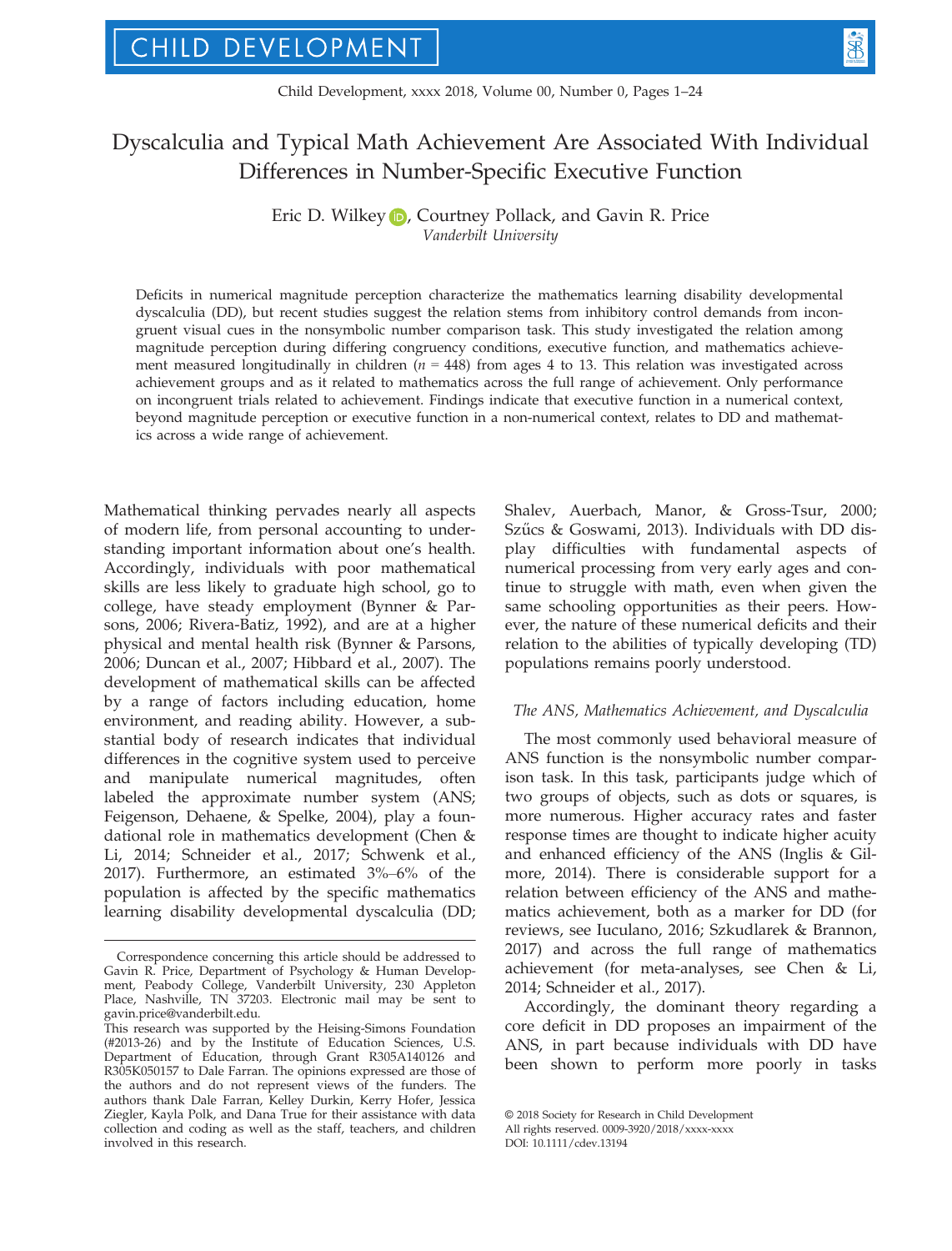# Dyscalculia and Typical Math Achievement Are Associated With Individual Differences in Number-Specific Executive Function

Eric D. Wilkey, Courtney Pollack, and Gavin R. Price
*Vanderbilt University*

Deficits in numerical magnitude perception characterize the mathematics learning disability developmental dyscalculia (DD), but recent studies suggest the relation stems from inhibitory control demands from incongruent visual cues in the nonsymbolic number comparison task. This study investigated the relation among magnitude perception during differing congruency conditions, executive function, and mathematics achievement measured longitudinally in children ($n$ = 448) from ages 4 to 13. This relation was investigated across achievement groups and as it related to mathematics across the full range of achievement. Only performance on incongruent trials related to achievement. Findings indicate that executive function in a numerical context, beyond magnitude perception or executive function in a non-numerical context, relates to DD and mathematics across a wide range of achievement.

Mathematical thinking pervades nearly all aspects of modern life, from personal accounting to understanding important information about one's health. Accordingly, individuals with poor mathematical skills are less likely to graduate high school, go to college, have steady employment (Bynner & Parsons, 2006; Rivera-Batiz, 1992), and are at a higher physical and mental health risk (Bynner & Parsons, 2006; Duncan et al., 2007; Hibbard et al., 2007). The development of mathematical skills can be affected by a range of factors including education, home environment, and reading ability. However, a substantial body of research indicates that individual differences in the cognitive system used to perceive and manipulate numerical magnitudes, often labeled the approximate number system (ANS; Feigenson, Dehaene, & Spelke, 2004), play a foundational role in mathematics development (Chen & Li, 2014; Schneider et al., 2017; Schwenk et al., 2017). Furthermore, an estimated 3%–6% of the population is affected by the specific mathematics learning disability developmental dyscalculia (DD; Shalev, Auerbach, Manor, & Gross-Tsur, 2000; Szűcs & Goswami, 2013). Individuals with DD display difficulties with fundamental aspects of numerical processing from very early ages and continue to struggle with math, even when given the same schooling opportunities as their peers. However, the nature of these numerical deficits and their relation to the abilities of typically developing (TD) populations remains poorly understood.

### *The ANS, Mathematics Achievement, and Dyscalculia*

The most commonly used behavioral measure of ANS function is the nonsymbolic number comparison task. In this task, participants judge which of two groups of objects, such as dots or squares, is more numerous. Higher accuracy rates and faster response times are thought to indicate higher acuity and enhanced efficiency of the ANS (Inglis & Gilmore, 2014). There is considerable support for a relation between efficiency of the ANS and mathematics achievement, both as a marker for DD (for reviews, see Iuculano, 2016; Szkudlarek & Brannon, 2017) and across the full range of mathematics achievement (for meta-analyses, see Chen & Li, 2014; Schneider et al., 2017).

Accordingly, the dominant theory regarding a core deficit in DD proposes an impairment of the ANS, in part because individuals with DD have been shown to perform more poorly in tasks

---

Correspondence concerning this article should be addressed to Gavin R. Price, Department of Psychology & Human Development, Peabody College, Vanderbilt University, 230 Appleton Place, Nashville, TN 37203. Electronic mail may be sent to gavin.price@vanderbilt.edu.

This research was supported by the Heising-Simons Foundation (#2013-26) and by the Institute of Education Sciences, U.S. Department of Education, through Grant R305A140126 and R305K050157 to Dale Farran. The opinions expressed are those of the authors and do not represent views of the funders. The authors thank Dale Farran, Kelley Durkin, Kerry Hofer, Jessica Ziegler, Kayla Polk, and Dana True for their assistance with data collection and coding as well as the staff, teachers, and children involved in this research.

© 2018 Society for Research in Child Development
All rights reserved. 0009-3920/2018/xxxx-xxxx
DOI: 10.1111/cdev.13194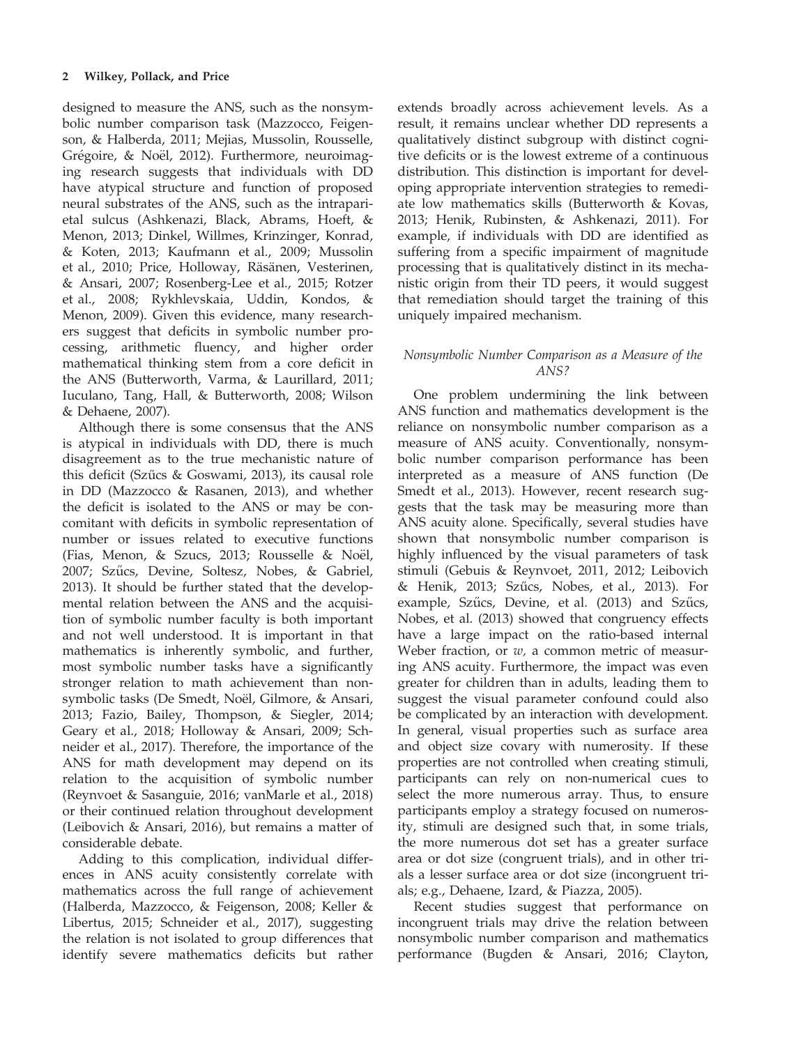designed to measure the ANS, such as the nonsymbolic number comparison task (Mazzocco, Feigenson, & Halberda, 2011; Mejias, Mussolin, Rousselle, Grégoire, & Noël, 2012). Furthermore, neuroimaging research suggests that individuals with DD have atypical structure and function of proposed neural substrates of the ANS, such as the intraparietal sulcus (Ashkenazi, Black, Abrams, Hoeft, & Menon, 2013; Dinkel, Willmes, Krinzinger, Konrad, & Koten, 2013; Kaufmann et al., 2009; Mussolin et al., 2010; Price, Holloway, Räsänen, Vesterinen, & Ansari, 2007; Rosenberg-Lee et al., 2015; Rotzer et al., 2008; Rykhlevskaia, Uddin, Kondos, & Menon, 2009). Given this evidence, many researchers suggest that deficits in symbolic number processing, arithmetic fluency, and higher order mathematical thinking stem from a core deficit in the ANS (Butterworth, Varma, & Laurillard, 2011; Iuculano, Tang, Hall, & Butterworth, 2008; Wilson & Dehaene, 2007).

Although there is some consensus that the ANS is atypical in individuals with DD, there is much disagreement as to the true mechanistic nature of this deficit (Szűcs & Goswami, 2013), its causal role in DD (Mazzocco & Rasanen, 2013), and whether the deficit is isolated to the ANS or may be concomitant with deficits in symbolic representation of number or issues related to executive functions (Fias, Menon, & Szucs, 2013; Rousselle & Noël, 2007; Szűcs, Devine, Soltesz, Nobes, & Gabriel, 2013). It should be further stated that the developmental relation between the ANS and the acquisition of symbolic number faculty is both important and not well understood. It is important in that mathematics is inherently symbolic, and further, most symbolic number tasks have a significantly stronger relation to math achievement than nonsymbolic tasks (De Smedt, Noël, Gilmore, & Ansari, 2013; Fazio, Bailey, Thompson, & Siegler, 2014; Geary et al., 2018; Holloway & Ansari, 2009; Schneider et al., 2017). Therefore, the importance of the ANS for math development may depend on its relation to the acquisition of symbolic number (Reynvoet & Sasanguie, 2016; vanMarle et al., 2018) or their continued relation throughout development (Leibovich & Ansari, 2016), but remains a matter of considerable debate.

Adding to this complication, individual differences in ANS acuity consistently correlate with mathematics across the full range of achievement (Halberda, Mazzocco, & Feigenson, 2008; Keller & Libertus, 2015; Schneider et al., 2017), suggesting the relation is not isolated to group differences that identify severe mathematics deficits but rather extends broadly across achievement levels. As a result, it remains unclear whether DD represents a qualitatively distinct subgroup with distinct cognitive deficits or is the lowest extreme of a continuous distribution. This distinction is important for developing appropriate intervention strategies to remediate low mathematics skills (Butterworth & Kovas, 2013; Henik, Rubinsten, & Ashkenazi, 2011). For example, if individuals with DD are identified as suffering from a specific impairment of magnitude processing that is qualitatively distinct in its mechanistic origin from their TD peers, it would suggest that remediation should target the training of this uniquely impaired mechanism.

### *Nonsymbolic Number Comparison as a Measure of the ANS?*

One problem undermining the link between ANS function and mathematics development is the reliance on nonsymbolic number comparison as a measure of ANS acuity. Conventionally, nonsymbolic number comparison performance has been interpreted as a measure of ANS function (De Smedt et al., 2013). However, recent research suggests that the task may be measuring more than ANS acuity alone. Specifically, several studies have shown that nonsymbolic number comparison is highly influenced by the visual parameters of task stimuli (Gebuis & Reynvoet, 2011, 2012; Leibovich & Henik, 2013; Szűcs, Nobes, et al., 2013). For example, Szűcs, Devine, et al. (2013) and Szűcs, Nobes, et al. (2013) showed that congruency effects have a large impact on the ratio-based internal Weber fraction, or $w$, a common metric of measuring ANS acuity. Furthermore, the impact was even greater for children than in adults, leading them to suggest the visual parameter confound could also be complicated by an interaction with development. In general, visual properties such as surface area and object size covary with numerosity. If these properties are not controlled when creating stimuli, participants can rely on non-numerical cues to select the more numerous array. Thus, to ensure participants employ a strategy focused on numerosity, stimuli are designed such that, in some trials, the more numerous dot set has a greater surface area or dot size (congruent trials), and in other trials a lesser surface area or dot size (incongruent trials; e.g., Dehaene, Izard, & Piazza, 2005).

Recent studies suggest that performance on incongruent trials may drive the relation between nonsymbolic number comparison and mathematics performance (Bugden & Ansari, 2016; Clayton,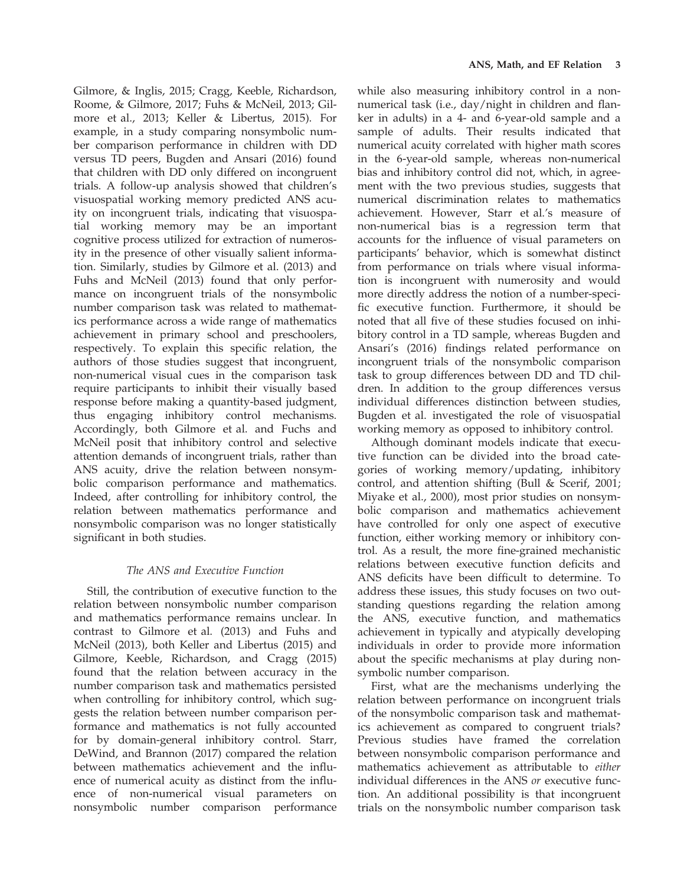Gilmore, & Inglis, 2015; Cragg, Keeble, Richardson, Roome, & Gilmore, 2017; Fuhs & McNeil, 2013; Gilmore et al., 2013; Keller & Libertus, 2015). For example, in a study comparing nonsymbolic number comparison performance in children with DD versus TD peers, Bugden and Ansari (2016) found that children with DD only differed on incongruent trials. A follow-up analysis showed that children's visuospatial working memory predicted ANS acuity on incongruent trials, indicating that visuospatial working memory may be an important cognitive process utilized for extraction of numerosity in the presence of other visually salient information. Similarly, studies by Gilmore et al. (2013) and Fuhs and McNeil (2013) found that only performance on incongruent trials of the nonsymbolic number comparison task was related to mathematics performance across a wide range of mathematics achievement in primary school and preschoolers, respectively. To explain this specific relation, the authors of those studies suggest that incongruent, non-numerical visual cues in the comparison task require participants to inhibit their visually based response before making a quantity-based judgment, thus engaging inhibitory control mechanisms. Accordingly, both Gilmore et al. and Fuchs and McNeil posit that inhibitory control and selective attention demands of incongruent trials, rather than ANS acuity, drive the relation between nonsymbolic comparison performance and mathematics. Indeed, after controlling for inhibitory control, the relation between mathematics performance and nonsymbolic comparison was no longer statistically significant in both studies.

### *The ANS and Executive Function*

Still, the contribution of executive function to the relation between nonsymbolic number comparison and mathematics performance remains unclear. In contrast to Gilmore et al. (2013) and Fuhs and McNeil (2013), both Keller and Libertus (2015) and Gilmore, Keeble, Richardson, and Cragg (2015) found that the relation between accuracy in the number comparison task and mathematics persisted when controlling for inhibitory control, which suggests the relation between number comparison performance and mathematics is not fully accounted for by domain-general inhibitory control. Starr, DeWind, and Brannon (2017) compared the relation between mathematics achievement and the influence of numerical acuity as distinct from the influence of non-numerical visual parameters on nonsymbolic number comparison performance while also measuring inhibitory control in a non-numerical task (i.e., day/night in children and flanker in adults) in a 4- and 6-year-old sample and a sample of adults. Their results indicated that numerical acuity correlated with higher math scores in the 6-year-old sample, whereas non-numerical bias and inhibitory control did not, which, in agreement with the two previous studies, suggests that numerical discrimination relates to mathematics achievement. However, Starr et al.'s measure of non-numerical bias is a regression term that accounts for the influence of visual parameters on participants' behavior, which is somewhat distinct from performance on trials where visual information is incongruent with numerosity and would more directly address the notion of a number-specific executive function. Furthermore, it should be noted that all five of these studies focused on inhibitory control in a TD sample, whereas Bugden and Ansari's (2016) findings related performance on incongruent trials of the nonsymbolic comparison task to group differences between DD and TD children. In addition to the group differences versus individual differences distinction between studies, Bugden et al. investigated the role of visuospatial working memory as opposed to inhibitory control.

Although dominant models indicate that executive function can be divided into the broad categories of working memory/updating, inhibitory control, and attention shifting (Bull & Scerif, 2001; Miyake et al., 2000), most prior studies on nonsymbolic comparison and mathematics achievement have controlled for only one aspect of executive function, either working memory or inhibitory control. As a result, the more fine-grained mechanistic relations between executive function deficits and ANS deficits have been difficult to determine. To address these issues, this study focuses on two outstanding questions regarding the relation among the ANS, executive function, and mathematics achievement in typically and atypically developing individuals in order to provide more information about the specific mechanisms at play during nonsymbolic number comparison.

First, what are the mechanisms underlying the relation between performance on incongruent trials of the nonsymbolic comparison task and mathematics achievement as compared to congruent trials? Previous studies have framed the correlation between nonsymbolic comparison performance and mathematics achievement as attributable to *either* individual differences in the ANS *or* executive function. An additional possibility is that incongruent trials on the nonsymbolic number comparison task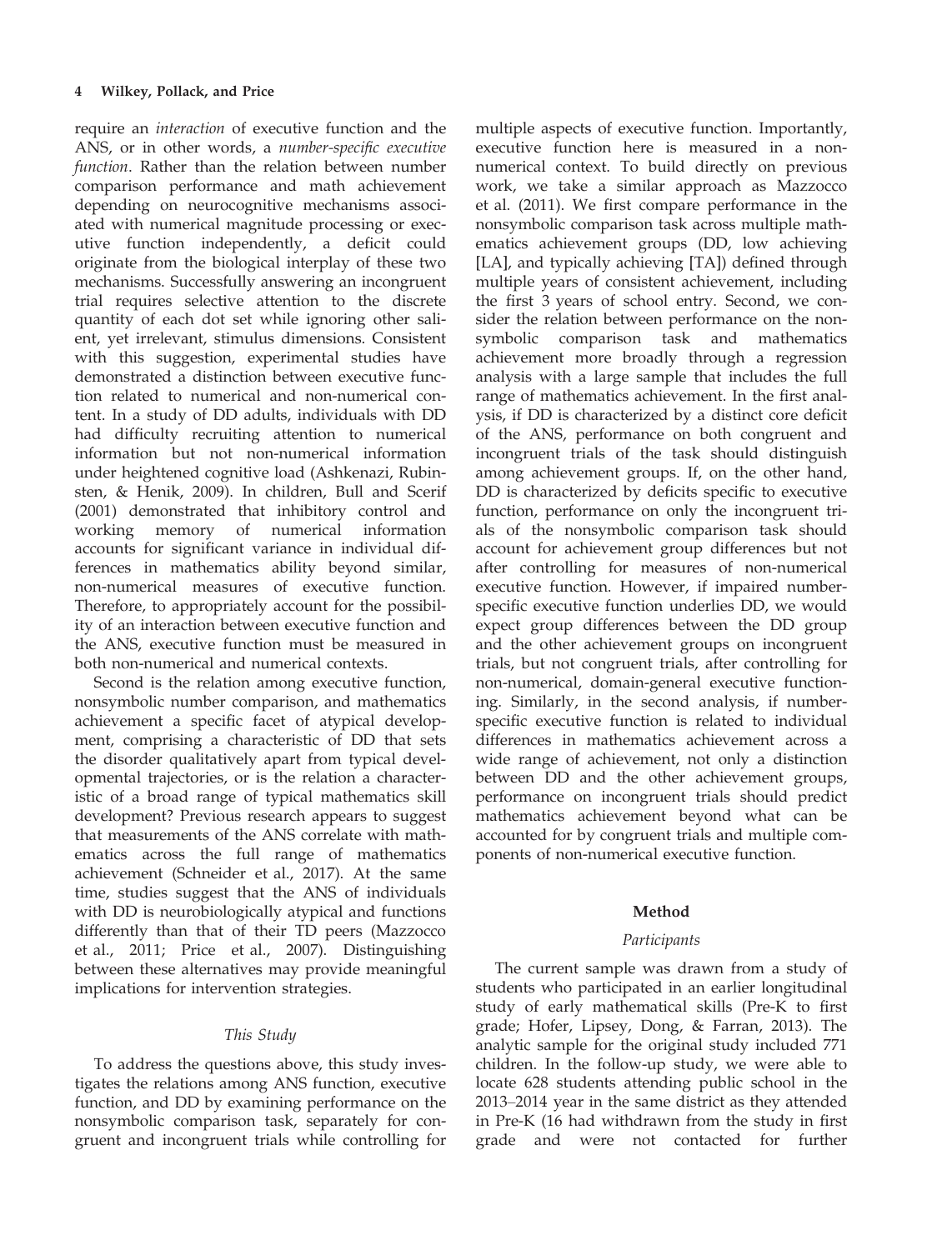require an *interaction* of executive function and the ANS, or in other words, a *number-specific executive function*. Rather than the relation between number comparison performance and math achievement depending on neurocognitive mechanisms associated with numerical magnitude processing or executive function independently, a deficit could originate from the biological interplay of these two mechanisms. Successfully answering an incongruent trial requires selective attention to the discrete quantity of each dot set while ignoring other salient, yet irrelevant, stimulus dimensions. Consistent with this suggestion, experimental studies have demonstrated a distinction between executive function related to numerical and non-numerical content. In a study of DD adults, individuals with DD had difficulty recruiting attention to numerical information but not non-numerical information under heightened cognitive load (Ashkenazi, Rubinsten, & Henik, 2009). In children, Bull and Scerif (2001) demonstrated that inhibitory control and working memory of numerical information accounts for significant variance in individual differences in mathematics ability beyond similar, non-numerical measures of executive function. Therefore, to appropriately account for the possibility of an interaction between executive function and the ANS, executive function must be measured in both non-numerical and numerical contexts.

Second is the relation among executive function, nonsymbolic number comparison, and mathematics achievement a specific facet of atypical development, comprising a characteristic of DD that sets the disorder qualitatively apart from typical developmental trajectories, or is the relation a characteristic of a broad range of typical mathematics skill development? Previous research appears to suggest that measurements of the ANS correlate with mathematics across the full range of mathematics achievement (Schneider et al., 2017). At the same time, studies suggest that the ANS of individuals with DD is neurobiologically atypical and functions differently than that of their TD peers (Mazzocco et al., 2011; Price et al., 2007). Distinguishing between these alternatives may provide meaningful implications for intervention strategies.

### *This Study*

To address the questions above, this study investigates the relations among ANS function, executive function, and DD by examining performance on the nonsymbolic comparison task, separately for congruent and incongruent trials while controlling for multiple aspects of executive function. Importantly, executive function here is measured in a non-numerical context. To build directly on previous work, we take a similar approach as Mazzocco et al. (2011). We first compare performance in the nonsymbolic comparison task across multiple mathematics achievement groups (DD, low achieving [LA], and typically achieving [TA]) defined through multiple years of consistent achievement, including the first 3 years of school entry. Second, we consider the relation between performance on the nonsymbolic comparison task and mathematics achievement more broadly through a regression analysis with a large sample that includes the full range of mathematics achievement. In the first analysis, if DD is characterized by a distinct core deficit of the ANS, performance on both congruent and incongruent trials of the task should distinguish among achievement groups. If, on the other hand, DD is characterized by deficits specific to executive function, performance on only the incongruent trials of the nonsymbolic comparison task should account for achievement group differences but not after controlling for measures of non-numerical executive function. However, if impaired number-specific executive function underlies DD, we would expect group differences between the DD group and the other achievement groups on incongruent trials, but not congruent trials, after controlling for non-numerical, domain-general executive functioning. Similarly, in the second analysis, if number-specific executive function is related to individual differences in mathematics achievement across a wide range of achievement, not only a distinction between DD and the other achievement groups, performance on incongruent trials should predict mathematics achievement beyond what can be accounted for by congruent trials and multiple components of non-numerical executive function.

## Method

### *Participants*

The current sample was drawn from a study of students who participated in an earlier longitudinal study of early mathematical skills (Pre-K to first grade; Hofer, Lipsey, Dong, & Farran, 2013). The analytic sample for the original study included 771 children. In the follow-up study, we were able to locate 628 students attending public school in the 2013–2014 year in the same district as they attended in Pre-K (16 had withdrawn from the study in first grade and were not contacted for further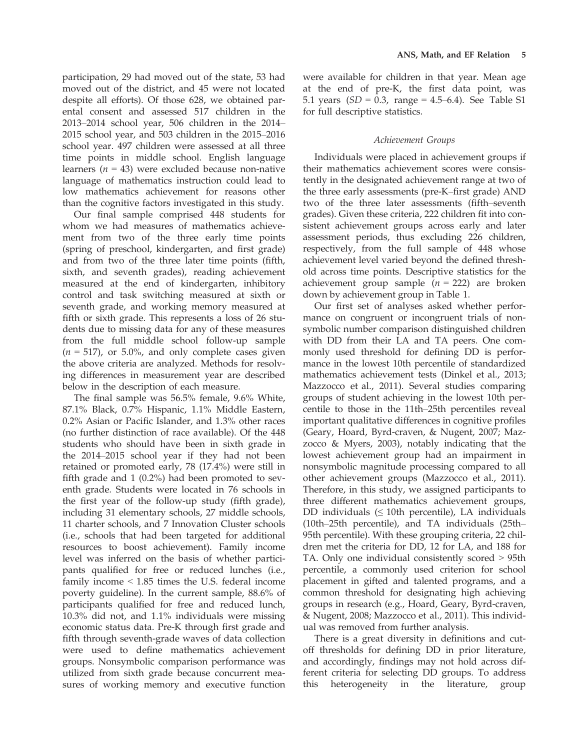participation, 29 had moved out of the state, 53 had moved out of the district, and 45 were not located despite all efforts). Of those 628, we obtained parental consent and assessed 517 children in the 2013–2014 school year, 506 children in the 2014–2015 school year, and 503 children in the 2015–2016 school year. 497 children were assessed at all three time points in middle school. English language learners ($n$ = 43) were excluded because non-native language of mathematics instruction could lead to low mathematics achievement for reasons other than the cognitive factors investigated in this study.

Our final sample comprised 448 students for whom we had measures of mathematics achievement from two of the three early time points (spring of preschool, kindergarten, and first grade) and from two of the three later time points (fifth, sixth, and seventh grades), reading achievement measured at the end of kindergarten, inhibitory control and task switching measured at sixth or seventh grade, and working memory measured at fifth or sixth grade. This represents a loss of 26 students due to missing data for any of these measures from the full middle school follow-up sample ($n$ = 517), or 5.0%, and only complete cases given the above criteria are analyzed. Methods for resolving differences in measurement year are described below in the description of each measure.

The final sample was 56.5% female, 9.6% White, 87.1% Black, 0.7% Hispanic, 1.1% Middle Eastern, 0.2% Asian or Pacific Islander, and 1.3% other races (no further distinction of race available). Of the 448 students who should have been in sixth grade in the 2014–2015 school year if they had not been retained or promoted early, 78 (17.4%) were still in fifth grade and 1 (0.2%) had been promoted to seventh grade. Students were located in 76 schools in the first year of the follow-up study (fifth grade), including 31 elementary schools, 27 middle schools, 11 charter schools, and 7 Innovation Cluster schools (i.e., schools that had been targeted for additional resources to boost achievement). Family income level was inferred on the basis of whether participants qualified for free or reduced lunches (i.e., family income < 1.85 times the U.S. federal income poverty guideline). In the current sample, 88.6% of participants qualified for free and reduced lunch, 10.3% did not, and 1.1% individuals were missing economic status data. Pre-K through first grade and fifth through seventh-grade waves of data collection were used to define mathematics achievement groups. Nonsymbolic comparison performance was utilized from sixth grade because concurrent measures of working memory and executive function were available for children in that year. Mean age at the end of pre-K, the first data point, was 5.1 years ($SD$ = 0.3, range = 4.5–6.4). See Table S1 for full descriptive statistics.

### *Achievement Groups*

Individuals were placed in achievement groups if their mathematics achievement scores were consistently in the designated achievement range at two of the three early assessments (pre-K–first grade) AND two of the three later assessments (fifth–seventh grades). Given these criteria, 222 children fit into consistent achievement groups across early and later assessment periods, thus excluding 226 children, respectively, from the full sample of 448 whose achievement level varied beyond the defined threshold across time points. Descriptive statistics for the achievement group sample ($n$ = 222) are broken down by achievement group in Table 1.

Our first set of analyses asked whether performance on congruent or incongruent trials of nonsymbolic number comparison distinguished children with DD from their LA and TA peers. One commonly used threshold for defining DD is performance in the lowest 10th percentile of standardized mathematics achievement tests (Dinkel et al., 2013; Mazzocco et al., 2011). Several studies comparing groups of student achieving in the lowest 10th percentile to those in the 11th–25th percentiles reveal important qualitative differences in cognitive profiles (Geary, Hoard, Byrd-craven, & Nugent, 2007; Mazzocco & Myers, 2003), notably indicating that the lowest achievement group had an impairment in nonsymbolic magnitude processing compared to all other achievement groups (Mazzocco et al., 2011). Therefore, in this study, we assigned participants to three different mathematics achievement groups, DD individuals (≤ 10th percentile), LA individuals (10th–25th percentile), and TA individuals (25th–95th percentile). With these grouping criteria, 22 children met the criteria for DD, 12 for LA, and 188 for TA. Only one individual consistently scored > 95th percentile, a commonly used criterion for school placement in gifted and talented programs, and a common threshold for designating high achieving groups in research (e.g., Hoard, Geary, Byrd-craven, & Nugent, 2008; Mazzocco et al., 2011). This individual was removed from further analysis.

There is a great diversity in definitions and cutoff thresholds for defining DD in prior literature, and accordingly, findings may not hold across different criteria for selecting DD groups. To address this heterogeneity in the literature, group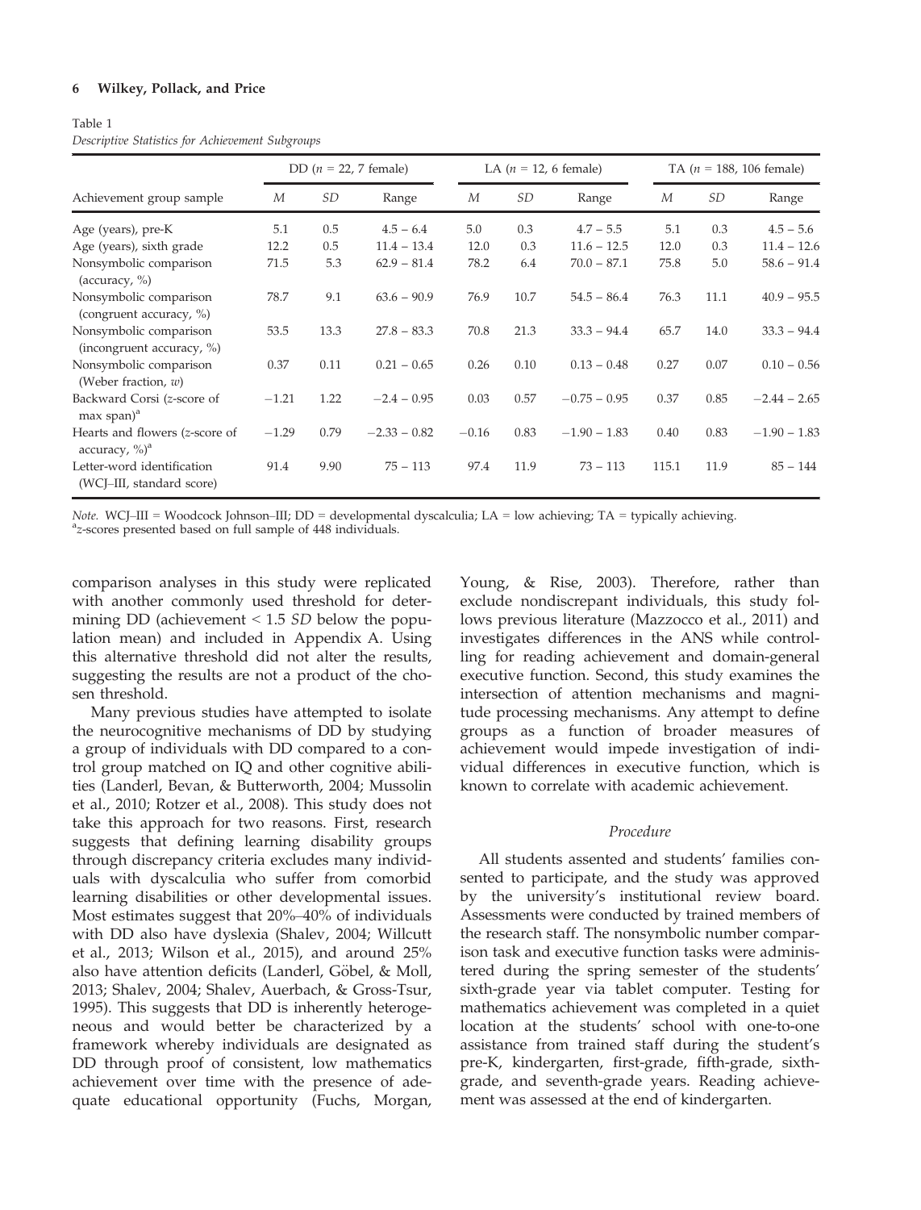Table 1
*Descriptive Statistics for Achievement Subgroups*

| Achievement group sample | DD ($n$ = 22, 7 female) | | | LA ($n$ = 12, 6 female) | | | TA ($n$ = 188, 106 female) | | |
|---|---|---|---|---|---|---|---|---|---|
| | *M* | *SD* | Range | *M* | *SD* | Range | *M* | *SD* | Range |
| Age (years), pre-K | 5.1 | 0.5 | 4.5 – 6.4 | 5.0 | 0.3 | 4.7 – 5.5 | 5.1 | 0.3 | 4.5 – 5.6 |
| Age (years), sixth grade | 12.2 | 0.5 | 11.4 – 13.4 | 12.0 | 0.3 | 11.6 – 12.5 | 12.0 | 0.3 | 11.4 – 12.6 |
| Nonsymbolic comparison (accuracy, %) | 71.5 | 5.3 | 62.9 – 81.4 | 78.2 | 6.4 | 70.0 – 87.1 | 75.8 | 5.0 | 58.6 – 91.4 |
| Nonsymbolic comparison (congruent accuracy, %) | 78.7 | 9.1 | 63.6 – 90.9 | 76.9 | 10.7 | 54.5 – 86.4 | 76.3 | 11.1 | 40.9 – 95.5 |
| Nonsymbolic comparison (incongruent accuracy, %) | 53.5 | 13.3 | 27.8 – 83.3 | 70.8 | 21.3 | 33.3 – 94.4 | 65.7 | 14.0 | 33.3 – 94.4 |
| Nonsymbolic comparison (Weber fraction, $w$) | 0.37 | 0.11 | 0.21 – 0.65 | 0.26 | 0.10 | 0.13 – 0.48 | 0.27 | 0.07 | 0.10 – 0.56 |
| Backward Corsi ($z$-score of max span)[a] | −1.21 | 1.22 | −2.4 – 0.95 | 0.03 | 0.57 | −0.75 – 0.95 | 0.37 | 0.85 | −2.44 – 2.65 |
| Hearts and flowers ($z$-score of accuracy, %)[a] | −1.29 | 0.79 | −2.33 – 0.82 | −0.16 | 0.83 | −1.90 – 1.83 | 0.40 | 0.83 | −1.90 – 1.83 |
| Letter-word identification (WCJ–III, standard score) | 91.4 | 9.90 | 75 – 113 | 97.4 | 11.9 | 73 – 113 | 115.1 | 11.9 | 85 – 144 |

*Note.* WCJ–III = Woodcock Johnson–III; DD = developmental dyscalculia; LA = low achieving; TA = typically achieving.
[a]$z$-scores presented based on full sample of 448 individuals.

comparison analyses in this study were replicated with another commonly used threshold for determining DD (achievement < 1.5 *SD* below the population mean) and included in Appendix A. Using this alternative threshold did not alter the results, suggesting the results are not a product of the chosen threshold.

Many previous studies have attempted to isolate the neurocognitive mechanisms of DD by studying a group of individuals with DD compared to a control group matched on IQ and other cognitive abilities (Landerl, Bevan, & Butterworth, 2004; Mussolin et al., 2010; Rotzer et al., 2008). This study does not take this approach for two reasons. First, research suggests that defining learning disability groups through discrepancy criteria excludes many individuals with dyscalculia who suffer from comorbid learning disabilities or other developmental issues. Most estimates suggest that 20%–40% of individuals with DD also have dyslexia (Shalev, 2004; Willcutt et al., 2013; Wilson et al., 2015), and around 25% also have attention deficits (Landerl, Göbel, & Moll, 2013; Shalev, 2004; Shalev, Auerbach, & Gross-Tsur, 1995). This suggests that DD is inherently heterogeneous and would better be characterized by a framework whereby individuals are designated as DD through proof of consistent, low mathematics achievement over time with the presence of adequate educational opportunity (Fuchs, Morgan, Young, & Rise, 2003). Therefore, rather than exclude nondiscrepant individuals, this study follows previous literature (Mazzocco et al., 2011) and investigates differences in the ANS while controlling for reading achievement and domain-general executive function. Second, this study examines the intersection of attention mechanisms and magnitude processing mechanisms. Any attempt to define groups as a function of broader measures of achievement would impede investigation of individual differences in executive function, which is known to correlate with academic achievement.

### *Procedure*

All students assented and students' families consented to participate, and the study was approved by the university's institutional review board. Assessments were conducted by trained members of the research staff. The nonsymbolic number comparison task and executive function tasks were administered during the spring semester of the students' sixth-grade year via tablet computer. Testing for mathematics achievement was completed in a quiet location at the students' school with one-to-one assistance from trained staff during the student's pre-K, kindergarten, first-grade, fifth-grade, sixth-grade, and seventh-grade years. Reading achievement was assessed at the end of kindergarten.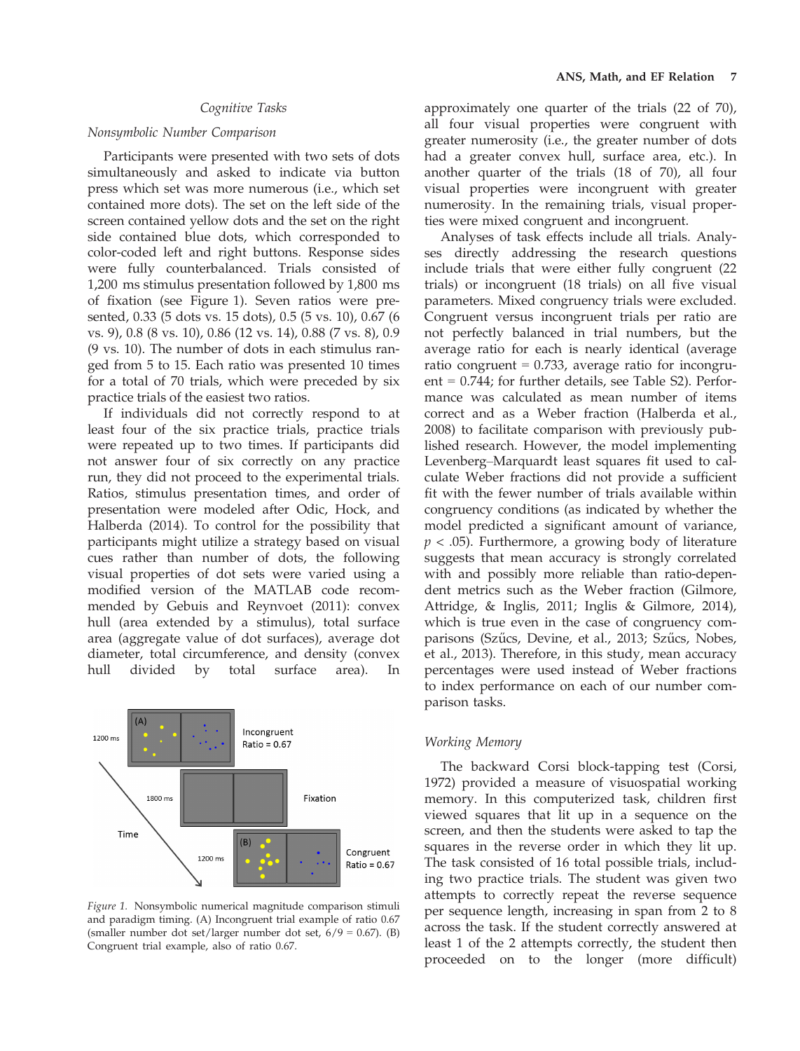### Cognitive Tasks

#### *Nonsymbolic Number Comparison*

Participants were presented with two sets of dots simultaneously and asked to indicate via button press which set was more numerous (i.e., which set contained more dots). The set on the left side of the screen contained yellow dots and the set on the right side contained blue dots, which corresponded to color-coded left and right buttons. Response sides were fully counterbalanced. Trials consisted of 1,200 ms stimulus presentation followed by 1,800 ms of fixation (see Figure 1). Seven ratios were presented, 0.33 (5 dots vs. 15 dots), 0.5 (5 vs. 10), 0.67 (6 vs. 9), 0.8 (8 vs. 10), 0.86 (12 vs. 14), 0.88 (7 vs. 8), 0.9 (9 vs. 10). The number of dots in each stimulus ranged from 5 to 15. Each ratio was presented 10 times for a total of 70 trials, which were preceded by six practice trials of the easiest two ratios.

If individuals did not correctly respond to at least four of the six practice trials, practice trials were repeated up to two times. If participants did not answer four of six correctly on any practice run, they did not proceed to the experimental trials. Ratios, stimulus presentation times, and order of presentation were modeled after Odic, Hock, and Halberda (2014). To control for the possibility that participants might utilize a strategy based on visual cues rather than number of dots, the following visual properties of dot sets were varied using a modified version of the MATLAB code recommended by Gebuis and Reynvoet (2011): convex hull (area extended by a stimulus), total surface area (aggregate value of dot surfaces), average dot diameter, total circumference, and density (convex hull divided by total surface area). In approximately one quarter of the trials (22 of 70), all four visual properties were congruent with greater numerosity (i.e., the greater number of dots had a greater convex hull, surface area, etc.). In another quarter of the trials (18 of 70), all four visual properties were incongruent with greater numerosity. In the remaining trials, visual properties were mixed congruent and incongruent.

Figure 1. Nonsymbolic numerical magnitude comparison stimuli and paradigm timing. (A) Incongruent trial example of ratio 0.67 (smaller number dot set/larger number dot set, 6/9 = 0.67). (B) Congruent trial example, also of ratio 0.67.

Analyses of task effects include all trials. Analyses directly addressing the research questions include trials that were either fully congruent (22 trials) or incongruent (18 trials) on all five visual parameters. Mixed congruency trials were excluded. Congruent versus incongruent trials per ratio are not perfectly balanced in trial numbers, but the average ratio for each is nearly identical (average ratio congruent = 0.733, average ratio for incongruent = 0.744; for further details, see Table S2). Performance was calculated as mean number of items correct and as a Weber fraction (Halberda et al., 2008) to facilitate comparison with previously published research. However, the model implementing Levenberg–Marquardt least squares fit used to calculate Weber fractions did not provide a sufficient fit with the fewer number of trials available within congruency conditions (as indicated by whether the model predicted a significant amount of variance, $p < .05$). Furthermore, a growing body of literature suggests that mean accuracy is strongly correlated with and possibly more reliable than ratio-dependent metrics such as the Weber fraction (Gilmore, Attridge, & Inglis, 2011; Inglis & Gilmore, 2014), which is true even in the case of congruency comparisons (Szűcs, Devine, et al., 2013; Szűcs, Nobes, et al., 2013). Therefore, in this study, mean accuracy percentages were used instead of Weber fractions to index performance on each of our number comparison tasks.

#### *Working Memory*

The backward Corsi block-tapping test (Corsi, 1972) provided a measure of visuospatial working memory. In this computerized task, children first viewed squares that lit up in a sequence on the screen, and then the students were asked to tap the squares in the reverse order in which they lit up. The task consisted of 16 total possible trials, including two practice trials. The student was given two attempts to correctly repeat the reverse sequence per sequence length, increasing in span from 2 to 8 across the task. If the student correctly answered at least 1 of the 2 attempts correctly, the student then proceeded on to the longer (more difficult)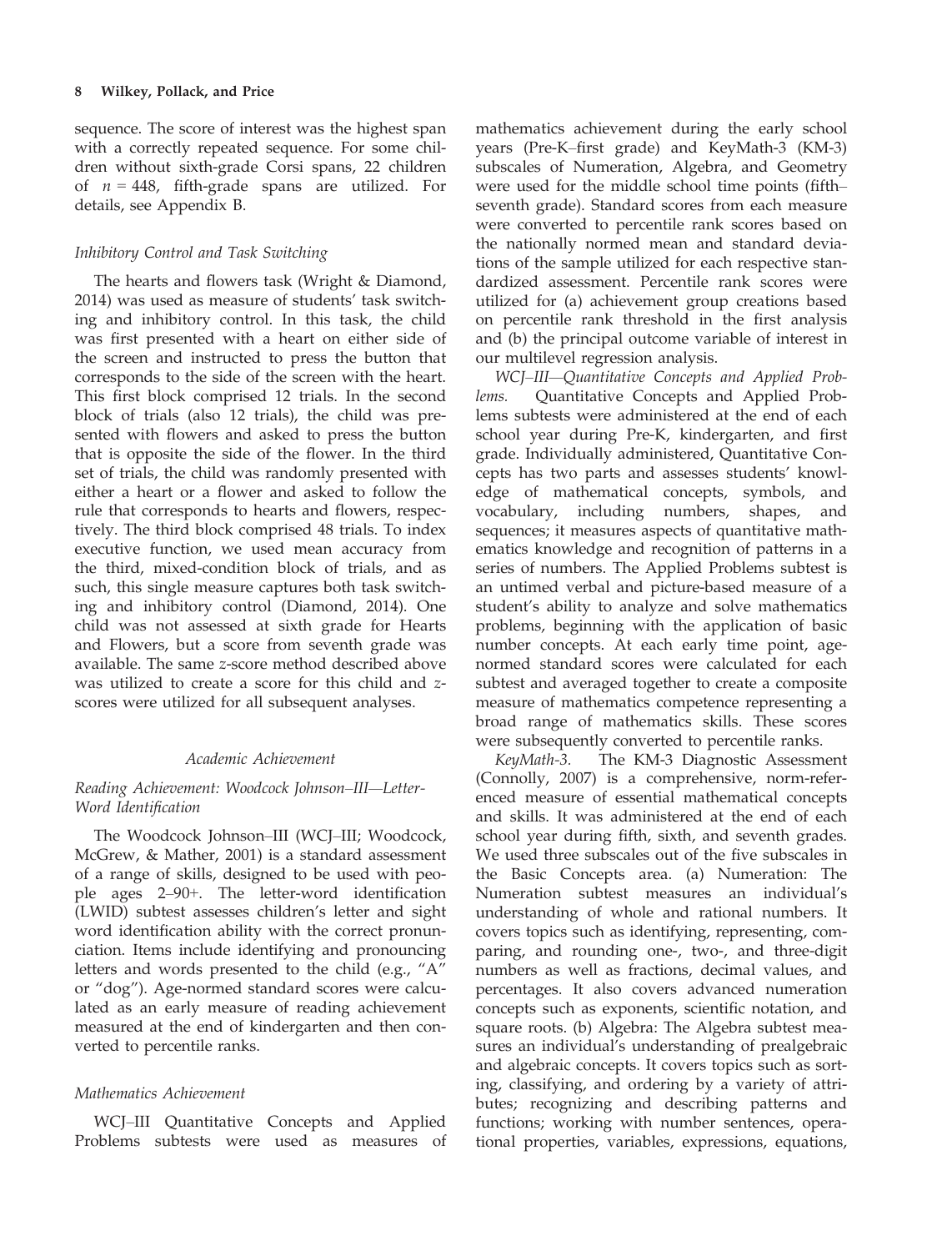sequence. The score of interest was the highest span with a correctly repeated sequence. For some children without sixth-grade Corsi spans, 22 children of $n = 448$, fifth-grade spans are utilized. For details, see Appendix B.

### *Inhibitory Control and Task Switching*

The hearts and flowers task (Wright & Diamond, 2014) was used as measure of students' task switching and inhibitory control. In this task, the child was first presented with a heart on either side of the screen and instructed to press the button that corresponds to the side of the screen with the heart. This first block comprised 12 trials. In the second block of trials (also 12 trials), the child was presented with flowers and asked to press the button that is opposite the side of the flower. In the third set of trials, the child was randomly presented with either a heart or a flower and asked to follow the rule that corresponds to hearts and flowers, respectively. The third block comprised 48 trials. To index executive function, we used mean accuracy from the third, mixed-condition block of trials, and as such, this single measure captures both task switching and inhibitory control (Diamond, 2014). One child was not assessed at sixth grade for Hearts and Flowers, but a score from seventh grade was available. The same $z$-score method described above was utilized to create a score for this child and $z$-scores were utilized for all subsequent analyses.

## *Academic Achievement*

### *Reading Achievement: Woodcock Johnson–III—Letter-Word Identification*

The Woodcock Johnson–III (WCJ–III; Woodcock, McGrew, & Mather, 2001) is a standard assessment of a range of skills, designed to be used with people ages 2–90+. The letter-word identification (LWID) subtest assesses children's letter and sight word identification ability with the correct pronunciation. Items include identifying and pronouncing letters and words presented to the child (e.g., "A" or "dog"). Age-normed standard scores were calculated as an early measure of reading achievement measured at the end of kindergarten and then converted to percentile ranks.

### *Mathematics Achievement*

WCJ–III Quantitative Concepts and Applied Problems subtests were used as measures of mathematics achievement during the early school years (Pre-K–first grade) and KeyMath-3 (KM-3) subscales of Numeration, Algebra, and Geometry were used for the middle school time points (fifth–seventh grade). Standard scores from each measure were converted to percentile rank scores based on the nationally normed mean and standard deviations of the sample utilized for each respective standardized assessment. Percentile rank scores were utilized for (a) achievement group creations based on percentile rank threshold in the first analysis and (b) the principal outcome variable of interest in our multilevel regression analysis.

*WCJ–III—Quantitative Concepts and Applied Problems.* Quantitative Concepts and Applied Problems subtests were administered at the end of each school year during Pre-K, kindergarten, and first grade. Individually administered, Quantitative Concepts has two parts and assesses students' knowledge of mathematical concepts, symbols, and vocabulary, including numbers, shapes, and sequences; it measures aspects of quantitative mathematics knowledge and recognition of patterns in a series of numbers. The Applied Problems subtest is an untimed verbal and picture-based measure of a student's ability to analyze and solve mathematics problems, beginning with the application of basic number concepts. At each early time point, age-normed standard scores were calculated for each subtest and averaged together to create a composite measure of mathematics competence representing a broad range of mathematics skills. These scores were subsequently converted to percentile ranks.

*KeyMath-3.* The KM-3 Diagnostic Assessment (Connolly, 2007) is a comprehensive, norm-referenced measure of essential mathematical concepts and skills. It was administered at the end of each school year during fifth, sixth, and seventh grades. We used three subscales out of the five subscales in the Basic Concepts area. (a) Numeration: The Numeration subtest measures an individual's understanding of whole and rational numbers. It covers topics such as identifying, representing, comparing, and rounding one-, two-, and three-digit numbers as well as fractions, decimal values, and percentages. It also covers advanced numeration concepts such as exponents, scientific notation, and square roots. (b) Algebra: The Algebra subtest measures an individual's understanding of prealgebraic and algebraic concepts. It covers topics such as sorting, classifying, and ordering by a variety of attributes; recognizing and describing patterns and functions; working with number sentences, operational properties, variables, expressions, equations,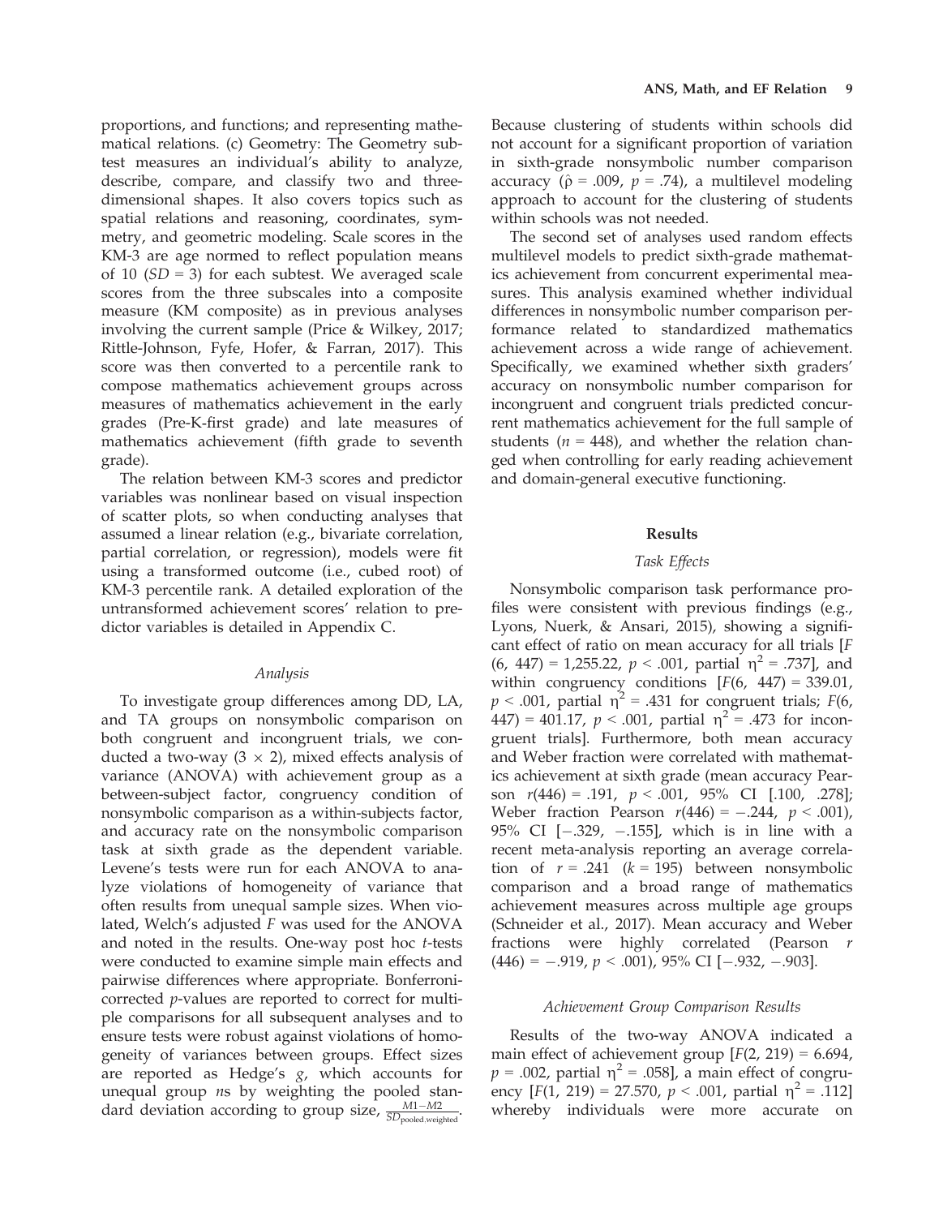proportions, and functions; and representing mathematical relations. (c) Geometry: The Geometry subtest measures an individual's ability to analyze, describe, compare, and classify two and three-dimensional shapes. It also covers topics such as spatial relations and reasoning, coordinates, symmetry, and geometric modeling. Scale scores in the KM-3 are age normed to reflect population means of 10 ($SD = 3$) for each subtest. We averaged scale scores from the three subscales into a composite measure (KM composite) as in previous analyses involving the current sample (Price & Wilkey, 2017; Rittle-Johnson, Fyfe, Hofer, & Farran, 2017). This score was then converted to a percentile rank to compose mathematics achievement groups across measures of mathematics achievement in the early grades (Pre-K-first grade) and late measures of mathematics achievement (fifth grade to seventh grade).

The relation between KM-3 scores and predictor variables was nonlinear based on visual inspection of scatter plots, so when conducting analyses that assumed a linear relation (e.g., bivariate correlation, partial correlation, or regression), models were fit using a transformed outcome (i.e., cubed root) of KM-3 percentile rank. A detailed exploration of the untransformed achievement scores' relation to predictor variables is detailed in Appendix C.

### *Analysis*

To investigate group differences among DD, LA, and TA groups on nonsymbolic comparison on both congruent and incongruent trials, we conducted a two-way (3 × 2), mixed effects analysis of variance (ANOVA) with achievement group as a between-subject factor, congruency condition of nonsymbolic comparison as a within-subjects factor, and accuracy rate on the nonsymbolic comparison task at sixth grade as the dependent variable. Levene's tests were run for each ANOVA to analyze violations of homogeneity of variance that often results from unequal sample sizes. When violated, Welch's adjusted $F$ was used for the ANOVA and noted in the results. One-way post hoc $t$-tests were conducted to examine simple main effects and pairwise differences where appropriate. Bonferroni-corrected $p$-values are reported to correct for multiple comparisons for all subsequent analyses and to ensure tests were robust against violations of homogeneity of variances between groups. Effect sizes are reported as Hedge's $g$, which accounts for unequal group $n$s by weighting the pooled standard deviation according to group size, $\frac{M1-M2}{SD_{\text{pooled.weighted}}}$.

Because clustering of students within schools did not account for a significant proportion of variation in sixth-grade nonsymbolic number comparison accuracy ($\hat{\rho} = .009$, $p = .74$), a multilevel modeling approach to account for the clustering of students within schools was not needed.

The second set of analyses used random effects multilevel models to predict sixth-grade mathematics achievement from concurrent experimental measures. This analysis examined whether individual differences in nonsymbolic number comparison performance related to standardized mathematics achievement across a wide range of achievement. Specifically, we examined whether sixth graders' accuracy on nonsymbolic number comparison for incongruent and congruent trials predicted concurrent mathematics achievement for the full sample of students ($n = 448$), and whether the relation changed when controlling for early reading achievement and domain-general executive functioning.

## Results

### *Task Effects*

Nonsymbolic comparison task performance profiles were consistent with previous findings (e.g., Lyons, Nuerk, & Ansari, 2015), showing a significant effect of ratio on mean accuracy for all trials [$F(6, 447) = 1{,}255.22$, $p < .001$, partial $\eta^2 = .737$], and within congruency conditions [$F(6, 447) = 339.01$, $p < .001$, partial $\eta^2 = .431$ for congruent trials; $F(6, 447) = 401.17$, $p < .001$, partial $\eta^2 = .473$ for incongruent trials]. Furthermore, both mean accuracy and Weber fraction were correlated with mathematics achievement at sixth grade (mean accuracy Pearson $r(446) = .191$, $p < .001$, 95% CI [.100, .278]; Weber fraction Pearson $r(446) = -.244$, $p < .001$), 95% CI [−.329, −.155], which is in line with a recent meta-analysis reporting an average correlation of $r = .241$ ($k = 195$) between nonsymbolic comparison and a broad range of mathematics achievement measures across multiple age groups (Schneider et al., 2017). Mean accuracy and Weber fractions were highly correlated (Pearson $r$ $(446) = -.919$, $p < .001$), 95% CI [−.932, −.903].

### *Achievement Group Comparison Results*

Results of the two-way ANOVA indicated a main effect of achievement group [$F(2, 219) = 6.694$, $p = .002$, partial $\eta^2 = .058$], a main effect of congruency [$F(1, 219) = 27.570$, $p < .001$, partial $\eta^2 = .112$] whereby individuals were more accurate on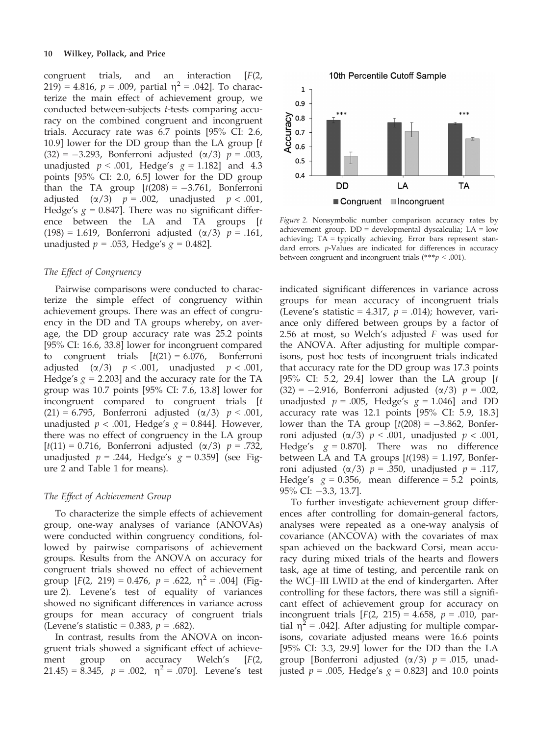congruent trials, and an interaction [$F(2, 219) = 4.816$, $p = .009$, partial $\eta^2 = .042$]. To characterize the main effect of achievement group, we conducted between-subjects *t*-tests comparing accuracy on the combined congruent and incongruent trials. Accuracy rate was 6.7 points [95% CI: 2.6, 10.9] lower for the DD group than the LA group [$t(32) = -3.293$, Bonferroni adjusted ($\alpha/3$) $p = .003$, unadjusted $p < .001$, Hedge's $g = 1.182$] and 4.3 points [95% CI: 2.0, 6.5] lower for the DD group than the TA group [$t(208) = -3.761$, Bonferroni adjusted ($\alpha/3$) $p = .002$, unadjusted $p < .001$, Hedge's $g = 0.847$]. There was no significant difference between the LA and TA groups [$t(198) = 1.619$, Bonferroni adjusted ($\alpha/3$) $p = .161$, unadjusted $p = .053$, Hedge's $g = 0.482$].

### The Effect of Congruency

Pairwise comparisons were conducted to characterize the simple effect of congruency within achievement groups. There was an effect of congruency in the DD and TA groups whereby, on average, the DD group accuracy rate was 25.2 points [95% CI: 16.6, 33.8] lower for incongruent compared to congruent trials [$t(21) = 6.076$, Bonferroni adjusted ($\alpha/3$) $p < .001$, unadjusted $p < .001$, Hedge's $g = 2.203$] and the accuracy rate for the TA group was 10.7 points [95% CI: 7.6, 13.8] lower for incongruent compared to congruent trials [$t(21) = 6.795$, Bonferroni adjusted ($\alpha/3$) $p < .001$, unadjusted $p < .001$, Hedge's $g = 0.844$]. However, there was no effect of congruency in the LA group [$t(11) = 0.716$, Bonferroni adjusted ($\alpha/3$) $p = .732$, unadjusted $p = .244$, Hedge's $g = 0.359$] (see Figure 2 and Table 1 for means).

### The Effect of Achievement Group

To characterize the simple effects of achievement group, one-way analyses of variance (ANOVAs) were conducted within congruency conditions, followed by pairwise comparisons of achievement groups. Results from the ANOVA on accuracy for congruent trials showed no effect of achievement group [$F(2, 219) = 0.476$, $p = .622$, $\eta^2 = .004$] (Figure 2). Levene's test of equality of variances showed no significant differences in variance across groups for mean accuracy of congruent trials (Levene's statistic = 0.383, $p = .682$).

In contrast, results from the ANOVA on incongruent trials showed a significant effect of achievement group on accuracy Welch's [$F(2, 21.45) = 8.345$, $p = .002$, $\eta^2 = .070$]. Levene's test indicated significant differences in variance across groups for mean accuracy of incongruent trials (Levene's statistic = 4.317, $p = .014$); however, variance only differed between groups by a factor of 2.56 at most, so Welch's adjusted *F* was used for the ANOVA. After adjusting for multiple comparisons, post hoc tests of incongruent trials indicated that accuracy rate for the DD group was 17.3 points [95% CI: 5.2, 29.4] lower than the LA group [$t(32) = -2.916$, Bonferroni adjusted ($\alpha/3$) $p = .002$, unadjusted $p = .005$, Hedge's $g = 1.046$] and DD accuracy rate was 12.1 points [95% CI: 5.9, 18.3] lower than the TA group [$t(208) = -3.862$, Bonferroni adjusted ($\alpha/3$) $p < .001$, unadjusted $p < .001$, Hedge's $g = 0.870$]. There was no difference between LA and TA groups [$t(198) = 1.197$, Bonferroni adjusted ($\alpha/3$) $p = .350$, unadjusted $p = .117$, Hedge's $g = 0.356$, mean difference = 5.2 points, 95% CI: −3.3, 13.7].

Figure 2. Nonsymbolic number comparison accuracy rates by achievement group. DD = developmental dyscalculia; LA = low achieving; TA = typically achieving. Error bars represent standard errors. *p*-Values are indicated for differences in accuracy between congruent and incongruent trials (***$p < .001$).

To further investigate achievement group differences after controlling for domain-general factors, analyses were repeated as a one-way analysis of covariance (ANCOVA) with the covariates of max span achieved on the backward Corsi, mean accuracy during mixed trials of the hearts and flowers task, age at time of testing, and percentile rank on the WCJ–III LWID at the end of kindergarten. After controlling for these factors, there was still a significant effect of achievement group for accuracy on incongruent trials [$F(2, 215) = 4.658$, $p = .010$, partial $\eta^2 = .042$]. After adjusting for multiple comparisons, covariate adjusted means were 16.6 points [95% CI: 3.3, 29.9] lower for the DD than the LA group [Bonferroni adjusted ($\alpha/3$) $p = .015$, unadjusted $p = .005$, Hedge's $g = 0.823$] and 10.0 points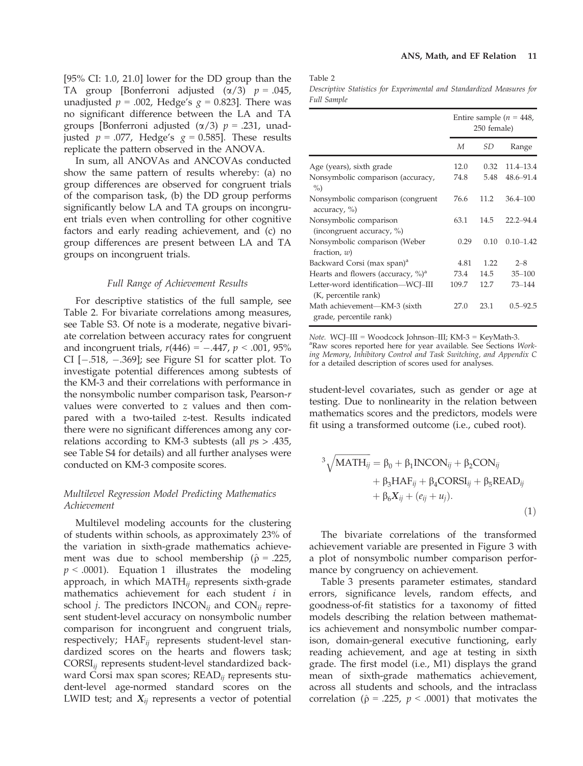[95% CI: 1.0, 21.0] lower for the DD group than the TA group [Bonferroni adjusted ($\alpha/3$) $p = .045$, unadjusted $p = .002$, Hedge's $g = 0.823$]. There was no significant difference between the LA and TA groups [Bonferroni adjusted ($\alpha/3$) $p = .231$, unadjusted $p = .077$, Hedge's $g = 0.585$]. These results replicate the pattern observed in the ANOVA.

In sum, all ANOVAs and ANCOVAs conducted show the same pattern of results whereby: (a) no group differences are observed for congruent trials of the comparison task, (b) the DD group performs significantly below LA and TA groups on incongruent trials even when controlling for other cognitive factors and early reading achievement, and (c) no group differences are present between LA and TA groups on incongruent trials.

### *Full Range of Achievement Results*

For descriptive statistics of the full sample, see Table 2. For bivariate correlations among measures, see Table S3. Of note is a moderate, negative bivariate correlation between accuracy rates for congruent and incongruent trials, $r(446) = -.447$, $p < .001$, 95% CI [−.518, −.369]; see Figure S1 for scatter plot. To investigate potential differences among subtests of the KM-3 and their correlations with performance in the nonsymbolic number comparison task, Pearson-$r$ values were converted to $z$ values and then compared with a two-tailed $z$-test. Results indicated there were no significant differences among any correlations according to KM-3 subtests (all $ps > .435$, see Table S4 for details) and all further analyses were conducted on KM-3 composite scores.

### *Multilevel Regression Model Predicting Mathematics Achievement*

Multilevel modeling accounts for the clustering of students within schools, as approximately 23% of the variation in sixth-grade mathematics achievement was due to school membership ($\hat{\rho} = .225$, $p < .0001$). Equation 1 illustrates the modeling approach, in which $\text{MATH}_{ij}$ represents sixth-grade mathematics achievement for each student $i$ in school $j$. The predictors $\text{INCON}_{ij}$ and $\text{CON}_{ij}$ represent student-level accuracy on nonsymbolic number comparison for incongruent and congruent trials, respectively; $\text{HAF}_{ij}$ represents student-level standardized scores on the hearts and flowers task; $\text{CORSI}_{ij}$ represents student-level standardized backward Corsi max span scores; $\text{READ}_{ij}$ represents student-level age-normed standard scores on the LWID test; and $\boldsymbol{X}_{ij}$ represents a vector of potential

Table 2

*Descriptive Statistics for Experimental and Standardized Measures for Full Sample*

| | Entire sample ($n = 448$, 250 female) | | |
|---|---|---|---|
| | *M* | *SD* | Range |
| Age (years), sixth grade | 12.0 | 0.32 | 11.4–13.4 |
| Nonsymbolic comparison (accuracy, %) | 74.8 | 5.48 | 48.6–91.4 |
| Nonsymbolic comparison (congruent accuracy, %) | 76.6 | 11.2 | 36.4–100 |
| Nonsymbolic comparison (incongruent accuracy, %) | 63.1 | 14.5 | 22.2–94.4 |
| Nonsymbolic comparison (Weber fraction, $w$) | 0.29 | 0.10 | 0.10–1.42 |
| Backward Corsi (max span)[a] | 4.81 | 1.22 | 2–8 |
| Hearts and flowers (accuracy, %)[a] | 73.4 | 14.5 | 35–100 |
| Letter-word identification—WCJ–III (K, percentile rank) | 109.7 | 12.7 | 73–144 |
| Math achievement—KM-3 (sixth grade, percentile rank) | 27.0 | 23.1 | 0.5–92.5 |

*Note.* WCJ–III = Woodcock Johnson–III; KM-3 = KeyMath-3.
[a]Raw scores reported here for year available. See Sections *Working Memory, Inhibitory Control and Task Switching, and Appendix C* for a detailed description of scores used for analyses.

student-level covariates, such as gender or age at testing. Due to nonlinearity in the relation between mathematics scores and the predictors, models were fit using a transformed outcome (i.e., cubed root).

$$\sqrt[3]{\text{MATH}_{ij}} = \beta_0 + \beta_1\text{INCON}_{ij} + \beta_2\text{CON}_{ij} + \beta_3\text{HAF}_{ij} + \beta_4\text{CORSI}_{ij} + \beta_5\text{READ}_{ij} + \beta_6\boldsymbol{X}_{ij} + (e_{ij} + u_j). \tag{1}$$

The bivariate correlations of the transformed achievement variable are presented in Figure 3 with a plot of nonsymbolic number comparison performance by congruency on achievement.

Table 3 presents parameter estimates, standard errors, significance levels, random effects, and goodness-of-fit statistics for a taxonomy of fitted models describing the relation between mathematics achievement and nonsymbolic number comparison, domain-general executive functioning, early reading achievement, and age at testing in sixth grade. The first model (i.e., M1) displays the grand mean of sixth-grade mathematics achievement, across all students and schools, and the intraclass correlation ($\hat{\rho} = .225$, $p < .0001$) that motivates the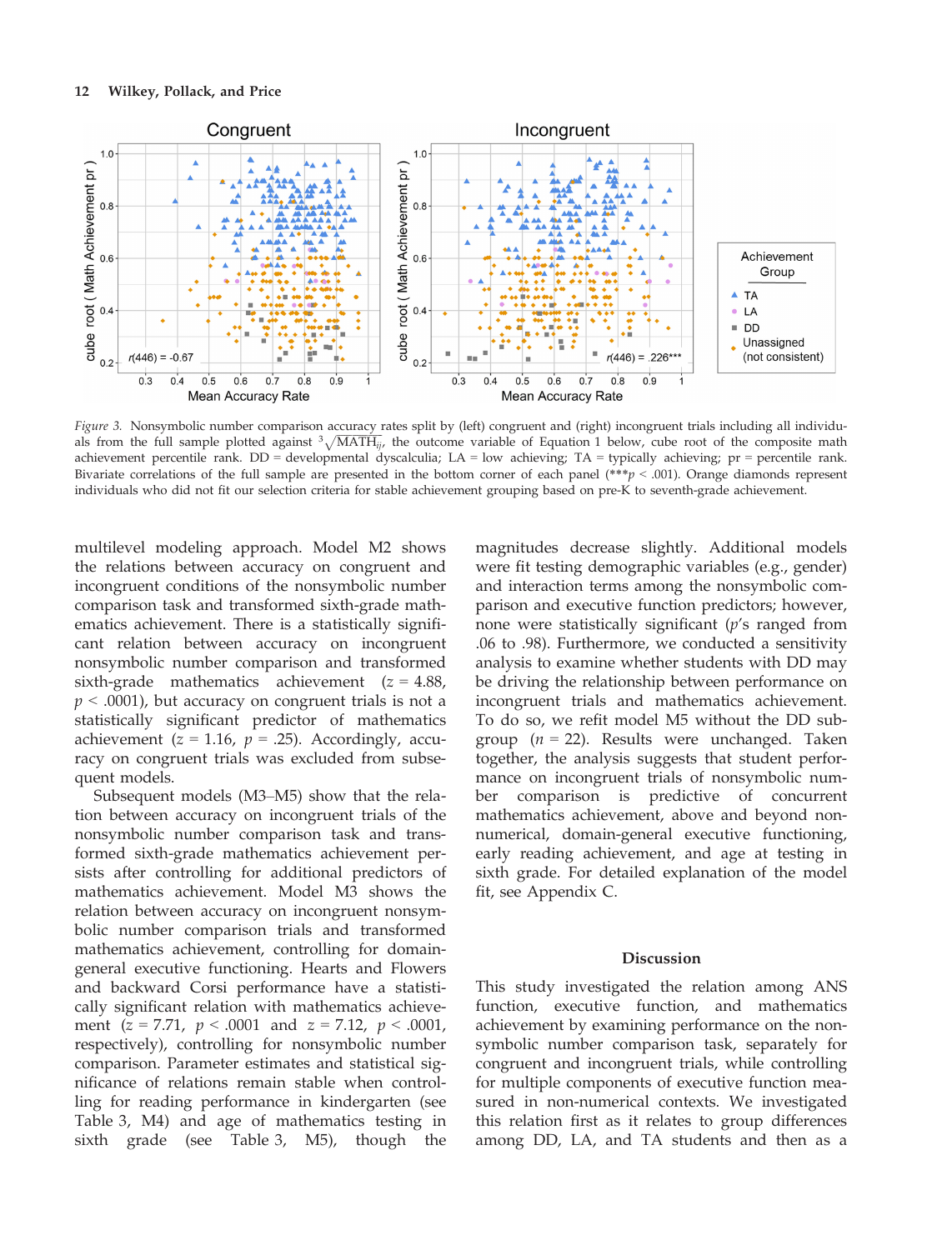*Figure 3.* Nonsymbolic number comparison accuracy rates split by (left) congruent and (right) incongruent trials including all individuals from the full sample plotted against $\sqrt[3]{\text{MATH}_{ij}}$, the outcome variable of Equation 1 below, cube root of the composite math achievement percentile rank. DD = developmental dyscalculia; LA = low achieving; TA = typically achieving; pr = percentile rank. Bivariate correlations of the full sample are presented in the bottom corner of each panel (***$p < .001$). Orange diamonds represent individuals who did not fit our selection criteria for stable achievement grouping based on pre-K to seventh-grade achievement.

multilevel modeling approach. Model M2 shows the relations between accuracy on congruent and incongruent conditions of the nonsymbolic number comparison task and transformed sixth-grade mathematics achievement. There is a statistically significant relation between accuracy on incongruent nonsymbolic number comparison and transformed sixth-grade mathematics achievement ($z = 4.88$, $p < .0001$), but accuracy on congruent trials is not a statistically significant predictor of mathematics achievement ($z = 1.16$, $p = .25$). Accordingly, accuracy on congruent trials was excluded from subsequent models.

Subsequent models (M3–M5) show that the relation between accuracy on incongruent trials of the nonsymbolic number comparison task and transformed sixth-grade mathematics achievement persists after controlling for additional predictors of mathematics achievement. Model M3 shows the relation between accuracy on incongruent nonsymbolic number comparison trials and transformed mathematics achievement, controlling for domain-general executive functioning. Hearts and Flowers and backward Corsi performance have a statistically significant relation with mathematics achievement ($z = 7.71$, $p < .0001$ and $z = 7.12$, $p < .0001$, respectively), controlling for nonsymbolic number comparison. Parameter estimates and statistical significance of relations remain stable when controlling for reading performance in kindergarten (see Table 3, M4) and age of mathematics testing in sixth grade (see Table 3, M5), though the magnitudes decrease slightly. Additional models were fit testing demographic variables (e.g., gender) and interaction terms among the nonsymbolic comparison and executive function predictors; however, none were statistically significant ($p$'s ranged from .06 to .98). Furthermore, we conducted a sensitivity analysis to examine whether students with DD may be driving the relationship between performance on incongruent trials and mathematics achievement. To do so, we refit model M5 without the DD subgroup ($n = 22$). Results were unchanged. Taken together, the analysis suggests that student performance on incongruent trials of nonsymbolic number comparison is predictive of concurrent mathematics achievement, above and beyond non-numerical, domain-general executive functioning, early reading achievement, and age at testing in sixth grade. For detailed explanation of the model fit, see Appendix C.

## Discussion

This study investigated the relation among ANS function, executive function, and mathematics achievement by examining performance on the nonsymbolic number comparison task, separately for congruent and incongruent trials, while controlling for multiple components of executive function measured in non-numerical contexts. We investigated this relation first as it relates to group differences among DD, LA, and TA students and then as a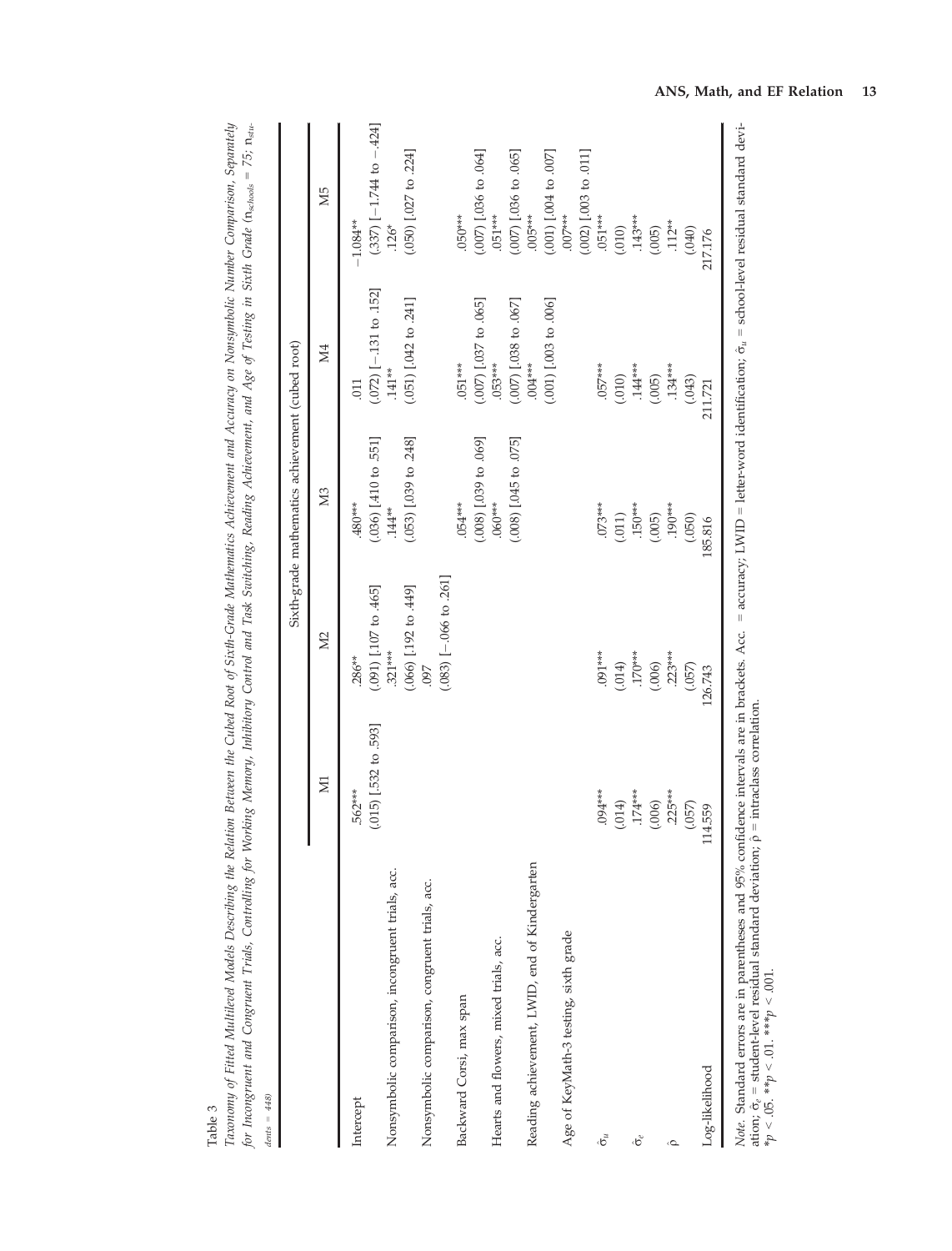Table 3

*Taxonomy of Fitted Multilevel Models Describing the Relation Between the Cubed Root of Sixth-Grade Mathematics Achievement and Accuracy on Nonsymbolic Number Comparison, Separately for Incongruent and Congruent Trials, Controlling for Working Memory, Inhibitory Control and Task Switching, Reading Achievement, and Age of Testing in Sixth Grade ($n_{schools}$ = 75; $n_{students}$ = 448)*

| | Sixth-grade mathematics achievement (cubed root) | | | | |
|---|---|---|---|---|---|
| | M1 | M2 | M3 | M4 | M5 |
| Intercept | .562*** | .286** | .480*** | .011 | −1.084** |
| | (.015) [.532 to .593] | (.091) [.107 to .465] | (.036) [.410 to .551] | (.072) [−.131 to .152] | (.337) [−1.744 to −.424] |
| Nonsymbolic comparison, incongruent trials, acc. | | .321*** | .144** | .141** | .126* |
| | | (.066) [.192 to .449] | (.053) [.039 to .248] | (.051) [.042 to .241] | (.050) [.027 to .224] |
| Nonsymbolic comparison, congruent trials, acc. | | .097 | | | |
| | | (.083) [−.066 to .261] | | | |
| Backward Corsi, max span | | | .054*** | .051*** | .050*** |
| | | | (.008) [.039 to .069] | (.007) [.037 to .065] | (.007) [.036 to .064] |
| Hearts and flowers, mixed trials, acc. | | | .060*** | .053*** | .051*** |
| | | | (.008) [.045 to .075] | (.007) [.038 to .067] | (.007) [.036 to .065] |
| Reading achievement, LWID, end of Kindergarten | | | | .004*** | .005*** |
| | | | | (.001) [.003 to .006] | (.001) [.004 to .007] |
| Age of KeyMath-3 testing, sixth grade | | | | | .007*** |
| | | | | | (.002) [.003 to .011] |
| $\hat{\sigma}_u$ | .094*** | .091*** | .073*** | .057*** | .051*** |
| | (.014) | (.014) | (.011) | (.010) | (.010) |
| $\hat{\sigma}_e$ | .174*** | .170*** | .150*** | .144*** | .143*** |
| | (.006) | (.006) | (.005) | (.005) | (.005) |
| $\hat{\rho}$ | .225*** | .223*** | .190*** | .134*** | .112** |
| | (.057) | (.057) | (.050) | (.043) | (.040) |
| Log-likelihood | 114.559 | 126.743 | 185.816 | 211.721 | 217.176 |

*Note.* Standard errors are in parentheses and 95% confidence intervals are in brackets. Acc. = accuracy; LWID = letter-word identification; $\hat{\sigma}_u$ = school-level residual standard deviation; $\hat{\sigma}_e$ = student-level residual standard deviation; $\hat{\rho}$ = intraclass correlation.
*$p < .05$. **$p < .01$. ***$p < .001$.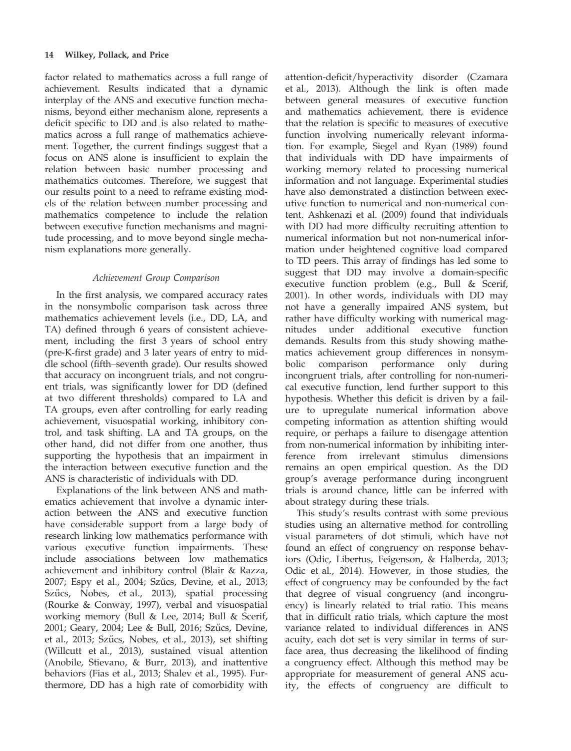factor related to mathematics across a full range of achievement. Results indicated that a dynamic interplay of the ANS and executive function mechanisms, beyond either mechanism alone, represents a deficit specific to DD and is also related to mathematics across a full range of mathematics achievement. Together, the current findings suggest that a focus on ANS alone is insufficient to explain the relation between basic number processing and mathematics outcomes. Therefore, we suggest that our results point to a need to reframe existing models of the relation between number processing and mathematics competence to include the relation between executive function mechanisms and magnitude processing, and to move beyond single mechanism explanations more generally.

### *Achievement Group Comparison*

In the first analysis, we compared accuracy rates in the nonsymbolic comparison task across three mathematics achievement levels (i.e., DD, LA, and TA) defined through 6 years of consistent achievement, including the first 3 years of school entry (pre-K-first grade) and 3 later years of entry to middle school (fifth–seventh grade). Our results showed that accuracy on incongruent trials, and not congruent trials, was significantly lower for DD (defined at two different thresholds) compared to LA and TA groups, even after controlling for early reading achievement, visuospatial working, inhibitory control, and task shifting. LA and TA groups, on the other hand, did not differ from one another, thus supporting the hypothesis that an impairment in the interaction between executive function and the ANS is characteristic of individuals with DD.

Explanations of the link between ANS and mathematics achievement that involve a dynamic interaction between the ANS and executive function have considerable support from a large body of research linking low mathematics performance with various executive function impairments. These include associations between low mathematics achievement and inhibitory control (Blair & Razza, 2007; Espy et al., 2004; Szűcs, Devine, et al., 2013; Szűcs, Nobes, et al., 2013), spatial processing (Rourke & Conway, 1997), verbal and visuospatial working memory (Bull & Lee, 2014; Bull & Scerif, 2001; Geary, 2004; Lee & Bull, 2016; Szűcs, Devine, et al., 2013; Szűcs, Nobes, et al., 2013), set shifting (Willcutt et al., 2013), sustained visual attention (Anobile, Stievano, & Burr, 2013), and inattentive behaviors (Fias et al., 2013; Shalev et al., 1995). Furthermore, DD has a high rate of comorbidity with attention-deficit/hyperactivity disorder (Czamara et al., 2013). Although the link is often made between general measures of executive function and mathematics achievement, there is evidence that the relation is specific to measures of executive function involving numerically relevant information. For example, Siegel and Ryan (1989) found that individuals with DD have impairments of working memory related to processing numerical information and not language. Experimental studies have also demonstrated a distinction between executive function to numerical and non-numerical content. Ashkenazi et al. (2009) found that individuals with DD had more difficulty recruiting attention to numerical information but not non-numerical information under heightened cognitive load compared to TD peers. This array of findings has led some to suggest that DD may involve a domain-specific executive function problem (e.g., Bull & Scerif, 2001). In other words, individuals with DD may not have a generally impaired ANS system, but rather have difficulty working with numerical magnitudes under additional executive function demands. Results from this study showing mathematics achievement group differences in nonsymbolic comparison performance only during incongruent trials, after controlling for non-numerical executive function, lend further support to this hypothesis. Whether this deficit is driven by a failure to upregulate numerical information above competing information as attention shifting would require, or perhaps a failure to disengage attention from non-numerical information by inhibiting interference from irrelevant stimulus dimensions remains an open empirical question. As the DD group's average performance during incongruent trials is around chance, little can be inferred with about strategy during these trials.

This study's results contrast with some previous studies using an alternative method for controlling visual parameters of dot stimuli, which have not found an effect of congruency on response behaviors (Odic, Libertus, Feigenson, & Halberda, 2013; Odic et al., 2014). However, in those studies, the effect of congruency may be confounded by the fact that degree of visual congruency (and incongruency) is linearly related to trial ratio. This means that in difficult ratio trials, which capture the most variance related to individual differences in ANS acuity, each dot set is very similar in terms of surface area, thus decreasing the likelihood of finding a congruency effect. Although this method may be appropriate for measurement of general ANS acuity, the effects of congruency are difficult to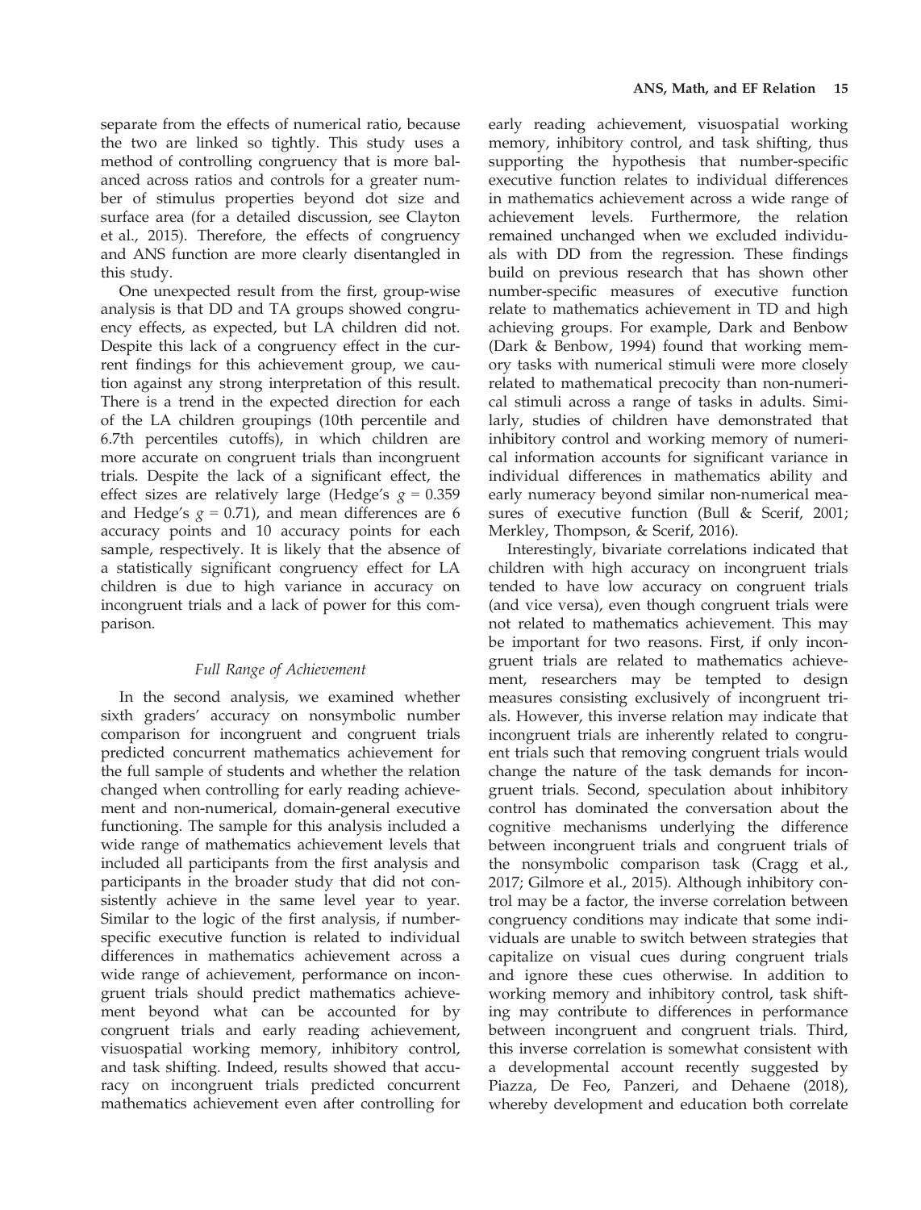separate from the effects of numerical ratio, because the two are linked so tightly. This study uses a method of controlling congruency that is more balanced across ratios and controls for a greater number of stimulus properties beyond dot size and surface area (for a detailed discussion, see Clayton et al., 2015). Therefore, the effects of congruency and ANS function are more clearly disentangled in this study.

One unexpected result from the first, group-wise analysis is that DD and TA groups showed congruency effects, as expected, but LA children did not. Despite this lack of a congruency effect in the current findings for this achievement group, we caution against any strong interpretation of this result. There is a trend in the expected direction for each of the LA children groupings (10th percentile and 6.7th percentiles cutoffs), in which children are more accurate on congruent trials than incongruent trials. Despite the lack of a significant effect, the effect sizes are relatively large (Hedge's $g$ = 0.359 and Hedge's $g$ = 0.71), and mean differences are 6 accuracy points and 10 accuracy points for each sample, respectively. It is likely that the absence of a statistically significant congruency effect for LA children is due to high variance in accuracy on incongruent trials and a lack of power for this comparison.

### *Full Range of Achievement*

In the second analysis, we examined whether sixth graders' accuracy on nonsymbolic number comparison for incongruent and congruent trials predicted concurrent mathematics achievement for the full sample of students and whether the relation changed when controlling for early reading achievement and non-numerical, domain-general executive functioning. The sample for this analysis included a wide range of mathematics achievement levels that included all participants from the first analysis and participants in the broader study that did not consistently achieve in the same level year to year. Similar to the logic of the first analysis, if number-specific executive function is related to individual differences in mathematics achievement across a wide range of achievement, performance on incongruent trials should predict mathematics achievement beyond what can be accounted for by congruent trials and early reading achievement, visuospatial working memory, inhibitory control, and task shifting. Indeed, results showed that accuracy on incongruent trials predicted concurrent mathematics achievement even after controlling for early reading achievement, visuospatial working memory, inhibitory control, and task shifting, thus supporting the hypothesis that number-specific executive function relates to individual differences in mathematics achievement across a wide range of achievement levels. Furthermore, the relation remained unchanged when we excluded individuals with DD from the regression. These findings build on previous research that has shown other number-specific measures of executive function relate to mathematics achievement in TD and high achieving groups. For example, Dark and Benbow (Dark & Benbow, 1994) found that working memory tasks with numerical stimuli were more closely related to mathematical precocity than non-numerical stimuli across a range of tasks in adults. Similarly, studies of children have demonstrated that inhibitory control and working memory of numerical information accounts for significant variance in individual differences in mathematics ability and early numeracy beyond similar non-numerical measures of executive function (Bull & Scerif, 2001; Merkley, Thompson, & Scerif, 2016).

Interestingly, bivariate correlations indicated that children with high accuracy on incongruent trials tended to have low accuracy on congruent trials (and vice versa), even though congruent trials were not related to mathematics achievement. This may be important for two reasons. First, if only incongruent trials are related to mathematics achievement, researchers may be tempted to design measures consisting exclusively of incongruent trials. However, this inverse relation may indicate that incongruent trials are inherently related to congruent trials such that removing congruent trials would change the nature of the task demands for incongruent trials. Second, speculation about inhibitory control has dominated the conversation about the cognitive mechanisms underlying the difference between incongruent trials and congruent trials of the nonsymbolic comparison task (Cragg et al., 2017; Gilmore et al., 2015). Although inhibitory control may be a factor, the inverse correlation between congruency conditions may indicate that some individuals are unable to switch between strategies that capitalize on visual cues during congruent trials and ignore these cues otherwise. In addition to working memory and inhibitory control, task shifting may contribute to differences in performance between incongruent and congruent trials. Third, this inverse correlation is somewhat consistent with a developmental account recently suggested by Piazza, De Feo, Panzeri, and Dehaene (2018), whereby development and education both correlate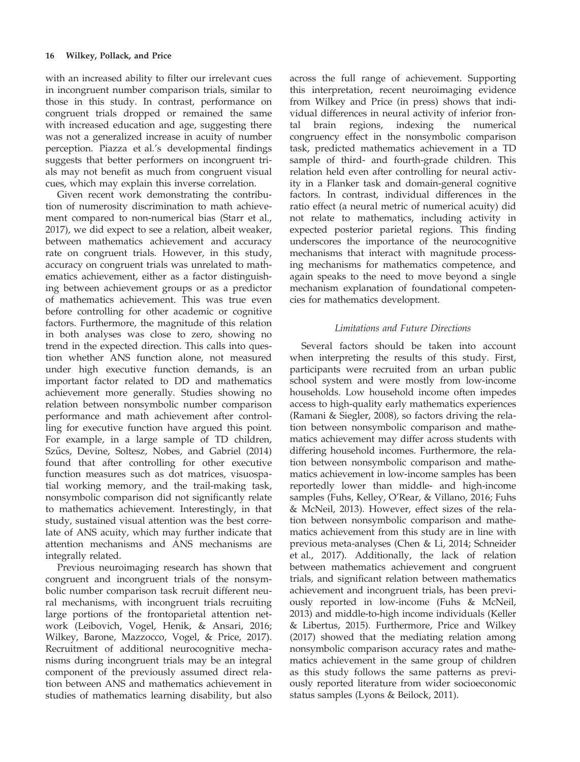with an increased ability to filter our irrelevant cues in incongruent number comparison trials, similar to those in this study. In contrast, performance on congruent trials dropped or remained the same with increased education and age, suggesting there was not a generalized increase in acuity of number perception. Piazza et al.'s developmental findings suggests that better performers on incongruent trials may not benefit as much from congruent visual cues, which may explain this inverse correlation.

Given recent work demonstrating the contribution of numerosity discrimination to math achievement compared to non-numerical bias (Starr et al., 2017), we did expect to see a relation, albeit weaker, between mathematics achievement and accuracy rate on congruent trials. However, in this study, accuracy on congruent trials was unrelated to mathematics achievement, either as a factor distinguishing between achievement groups or as a predictor of mathematics achievement. This was true even before controlling for other academic or cognitive factors. Furthermore, the magnitude of this relation in both analyses was close to zero, showing no trend in the expected direction. This calls into question whether ANS function alone, not measured under high executive function demands, is an important factor related to DD and mathematics achievement more generally. Studies showing no relation between nonsymbolic number comparison performance and math achievement after controlling for executive function have argued this point. For example, in a large sample of TD children, Szűcs, Devine, Soltesz, Nobes, and Gabriel (2014) found that after controlling for other executive function measures such as dot matrices, visuospatial working memory, and the trail-making task, nonsymbolic comparison did not significantly relate to mathematics achievement. Interestingly, in that study, sustained visual attention was the best correlate of ANS acuity, which may further indicate that attention mechanisms and ANS mechanisms are integrally related.

Previous neuroimaging research has shown that congruent and incongruent trials of the nonsymbolic number comparison task recruit different neural mechanisms, with incongruent trials recruiting large portions of the frontoparietal attention network (Leibovich, Vogel, Henik, & Ansari, 2016; Wilkey, Barone, Mazzocco, Vogel, & Price, 2017). Recruitment of additional neurocognitive mechanisms during incongruent trials may be an integral component of the previously assumed direct relation between ANS and mathematics achievement in studies of mathematics learning disability, but also across the full range of achievement. Supporting this interpretation, recent neuroimaging evidence from Wilkey and Price (in press) shows that individual differences in neural activity of inferior frontal brain regions, indexing the numerical congruency effect in the nonsymbolic comparison task, predicted mathematics achievement in a TD sample of third- and fourth-grade children. This relation held even after controlling for neural activity in a Flanker task and domain-general cognitive factors. In contrast, individual differences in the ratio effect (a neural metric of numerical acuity) did not relate to mathematics, including activity in expected posterior parietal regions. This finding underscores the importance of the neurocognitive mechanisms that interact with magnitude processing mechanisms for mathematics competence, and again speaks to the need to move beyond a single mechanism explanation of foundational competencies for mathematics development.

### *Limitations and Future Directions*

Several factors should be taken into account when interpreting the results of this study. First, participants were recruited from an urban public school system and were mostly from low-income households. Low household income often impedes access to high-quality early mathematics experiences (Ramani & Siegler, 2008), so factors driving the relation between nonsymbolic comparison and mathematics achievement may differ across students with differing household incomes. Furthermore, the relation between nonsymbolic comparison and mathematics achievement in low-income samples has been reportedly lower than middle- and high-income samples (Fuhs, Kelley, O'Rear, & Villano, 2016; Fuhs & McNeil, 2013). However, effect sizes of the relation between nonsymbolic comparison and mathematics achievement from this study are in line with previous meta-analyses (Chen & Li, 2014; Schneider et al., 2017). Additionally, the lack of relation between mathematics achievement and congruent trials, and significant relation between mathematics achievement and incongruent trials, has been previously reported in low-income (Fuhs & McNeil, 2013) and middle-to-high income individuals (Keller & Libertus, 2015). Furthermore, Price and Wilkey (2017) showed that the mediating relation among nonsymbolic comparison accuracy rates and mathematics achievement in the same group of children as this study follows the same patterns as previously reported literature from wider socioeconomic status samples (Lyons & Beilock, 2011).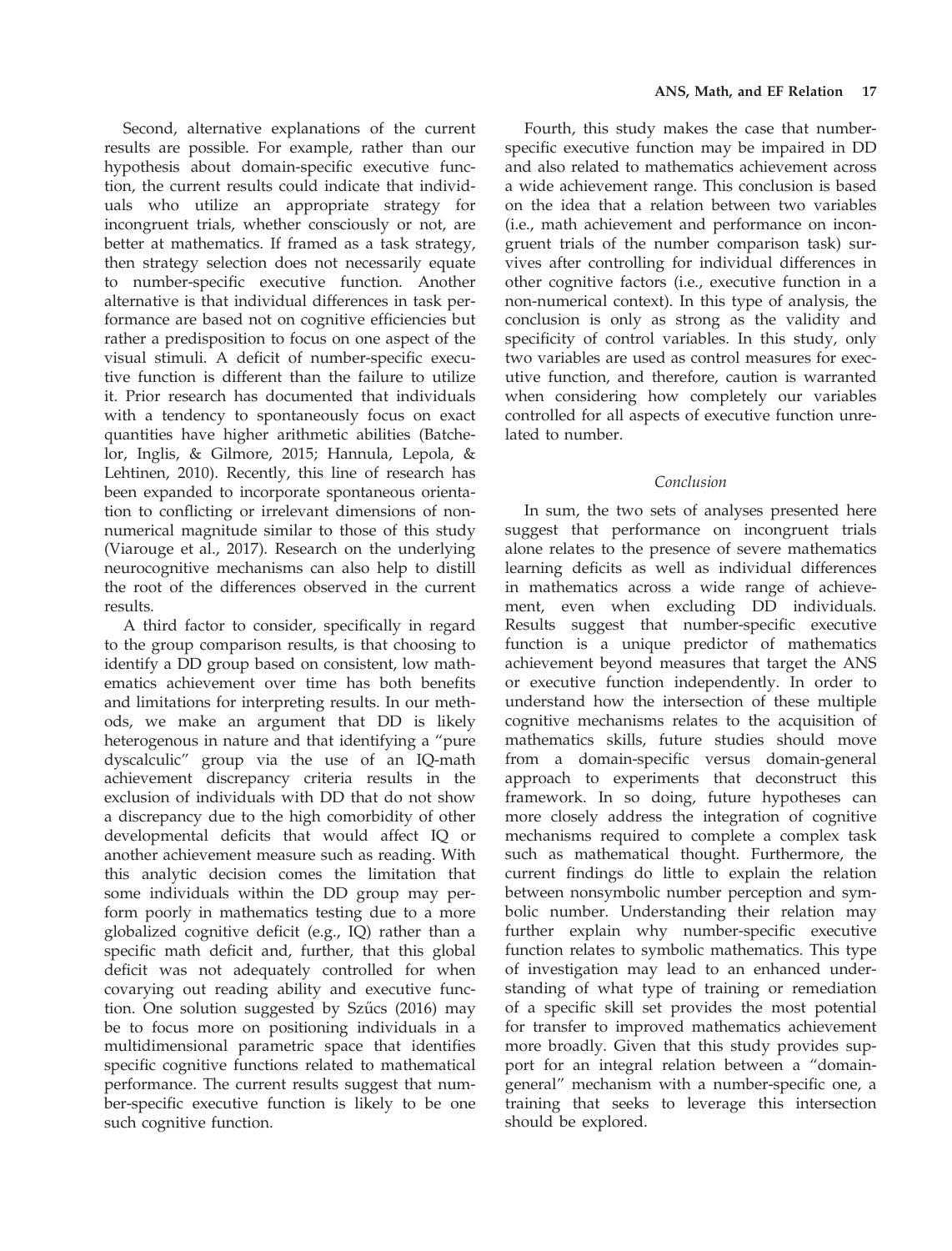Second, alternative explanations of the current results are possible. For example, rather than our hypothesis about domain-specific executive function, the current results could indicate that individuals who utilize an appropriate strategy for incongruent trials, whether consciously or not, are better at mathematics. If framed as a task strategy, then strategy selection does not necessarily equate to number-specific executive function. Another alternative is that individual differences in task performance are based not on cognitive efficiencies but rather a predisposition to focus on one aspect of the visual stimuli. A deficit of number-specific executive function is different than the failure to utilize it. Prior research has documented that individuals with a tendency to spontaneously focus on exact quantities have higher arithmetic abilities (Batchelor, Inglis, & Gilmore, 2015; Hannula, Lepola, & Lehtinen, 2010). Recently, this line of research has been expanded to incorporate spontaneous orientation to conflicting or irrelevant dimensions of nonnumerical magnitude similar to those of this study (Viarouge et al., 2017). Research on the underlying neurocognitive mechanisms can also help to distill the root of the differences observed in the current results.

A third factor to consider, specifically in regard to the group comparison results, is that choosing to identify a DD group based on consistent, low mathematics achievement over time has both benefits and limitations for interpreting results. In our methods, we make an argument that DD is likely heterogenous in nature and that identifying a "pure dyscalculic" group via the use of an IQ-math achievement discrepancy criteria results in the exclusion of individuals with DD that do not show a discrepancy due to the high comorbidity of other developmental deficits that would affect IQ or another achievement measure such as reading. With this analytic decision comes the limitation that some individuals within the DD group may perform poorly in mathematics testing due to a more globalized cognitive deficit (e.g., IQ) rather than a specific math deficit and, further, that this global deficit was not adequately controlled for when covarying out reading ability and executive function. One solution suggested by Szűcs (2016) may be to focus more on positioning individuals in a multidimensional parametric space that identifies specific cognitive functions related to mathematical performance. The current results suggest that number-specific executive function is likely to be one such cognitive function.

Fourth, this study makes the case that number-specific executive function may be impaired in DD and also related to mathematics achievement across a wide achievement range. This conclusion is based on the idea that a relation between two variables (i.e., math achievement and performance on incongruent trials of the number comparison task) survives after controlling for individual differences in other cognitive factors (i.e., executive function in a non-numerical context). In this type of analysis, the conclusion is only as strong as the validity and specificity of control variables. In this study, only two variables are used as control measures for executive function, and therefore, caution is warranted when considering how completely our variables controlled for all aspects of executive function unrelated to number.

### *Conclusion*

In sum, the two sets of analyses presented here suggest that performance on incongruent trials alone relates to the presence of severe mathematics learning deficits as well as individual differences in mathematics across a wide range of achievement, even when excluding DD individuals. Results suggest that number-specific executive function is a unique predictor of mathematics achievement beyond measures that target the ANS or executive function independently. In order to understand how the intersection of these multiple cognitive mechanisms relates to the acquisition of mathematics skills, future studies should move from a domain-specific versus domain-general approach to experiments that deconstruct this framework. In so doing, future hypotheses can more closely address the integration of cognitive mechanisms required to complete a complex task such as mathematical thought. Furthermore, the current findings do little to explain the relation between nonsymbolic number perception and symbolic number. Understanding their relation may further explain why number-specific executive function relates to symbolic mathematics. This type of investigation may lead to an enhanced understanding of what type of training or remediation of a specific skill set provides the most potential for transfer to improved mathematics achievement more broadly. Given that this study provides support for an integral relation between a "domain-general" mechanism with a number-specific one, a training that seeks to leverage this intersection should be explored.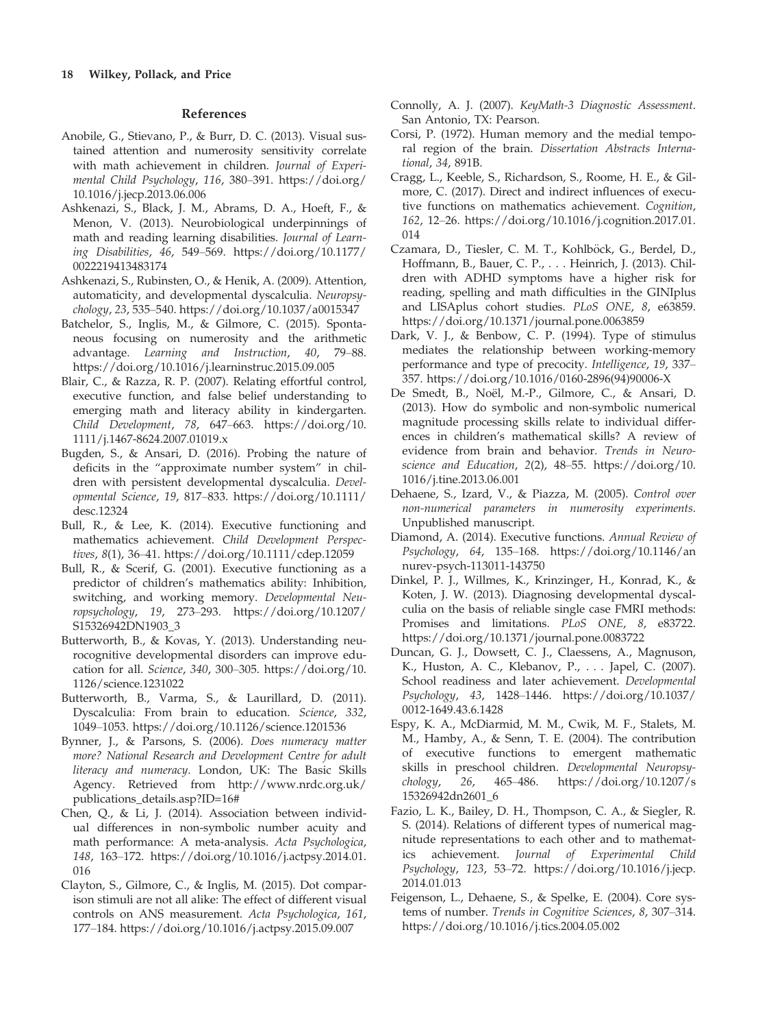## References

Anobile, G., Stievano, P., & Burr, D. C. (2013). Visual sustained attention and numerosity sensitivity correlate with math achievement in children. *Journal of Experimental Child Psychology*, *116*, 380–391. https://doi.org/10.1016/j.jecp.2013.06.006

Ashkenazi, S., Black, J. M., Abrams, D. A., Hoeft, F., & Menon, V. (2013). Neurobiological underpinnings of math and reading learning disabilities. *Journal of Learning Disabilities*, *46*, 549–569. https://doi.org/10.1177/0022219413483174

Ashkenazi, S., Rubinsten, O., & Henik, A. (2009). Attention, automaticity, and developmental dyscalculia. *Neuropsychology*, *23*, 535–540. https://doi.org/10.1037/a0015347

Batchelor, S., Inglis, M., & Gilmore, C. (2015). Spontaneous focusing on numerosity and the arithmetic advantage. *Learning and Instruction*, *40*, 79–88. https://doi.org/10.1016/j.learninstruc.2015.09.005

Blair, C., & Razza, R. P. (2007). Relating effortful control, executive function, and false belief understanding to emerging math and literacy ability in kindergarten. *Child Development*, *78*, 647–663. https://doi.org/10.1111/j.1467-8624.2007.01019.x

Bugden, S., & Ansari, D. (2016). Probing the nature of deficits in the "approximate number system" in children with persistent developmental dyscalculia. *Developmental Science*, *19*, 817–833. https://doi.org/10.1111/desc.12324

Bull, R., & Lee, K. (2014). Executive functioning and mathematics achievement. *Child Development Perspectives*, *8*(1), 36–41. https://doi.org/10.1111/cdep.12059

Bull, R., & Scerif, G. (2001). Executive functioning as a predictor of children's mathematics ability: Inhibition, switching, and working memory. *Developmental Neuropsychology*, *19*, 273–293. https://doi.org/10.1207/S15326942DN1903_3

Butterworth, B., & Kovas, Y. (2013). Understanding neurocognitive developmental disorders can improve education for all. *Science*, *340*, 300–305. https://doi.org/10.1126/science.1231022

Butterworth, B., Varma, S., & Laurillard, D. (2011). Dyscalculia: From brain to education. *Science*, *332*, 1049–1053. https://doi.org/10.1126/science.1201536

Bynner, J., & Parsons, S. (2006). *Does numeracy matter more? National Research and Development Centre for adult literacy and numeracy*. London, UK: The Basic Skills Agency. Retrieved from http://www.nrdc.org.uk/publications_details.asp?ID=16#

Chen, Q., & Li, J. (2014). Association between individual differences in non-symbolic number acuity and math performance: A meta-analysis. *Acta Psychologica*, *148*, 163–172. https://doi.org/10.1016/j.actpsy.2014.01.016

Clayton, S., Gilmore, C., & Inglis, M. (2015). Dot comparison stimuli are not all alike: The effect of different visual controls on ANS measurement. *Acta Psychologica*, *161*, 177–184. https://doi.org/10.1016/j.actpsy.2015.09.007

Connolly, A. J. (2007). *KeyMath-3 Diagnostic Assessment*. San Antonio, TX: Pearson.

Corsi, P. (1972). Human memory and the medial temporal region of the brain. *Dissertation Abstracts International*, *34*, 891B.

Cragg, L., Keeble, S., Richardson, S., Roome, H. E., & Gilmore, C. (2017). Direct and indirect influences of executive functions on mathematics achievement. *Cognition*, *162*, 12–26. https://doi.org/10.1016/j.cognition.2017.01.014

Czamara, D., Tiesler, C. M. T., Kohlböck, G., Berdel, D., Hoffmann, B., Bauer, C. P., . . . Heinrich, J. (2013). Children with ADHD symptoms have a higher risk for reading, spelling and math difficulties in the GINIplus and LISAplus cohort studies. *PLoS ONE*, *8*, e63859. https://doi.org/10.1371/journal.pone.0063859

Dark, V. J., & Benbow, C. P. (1994). Type of stimulus mediates the relationship between working-memory performance and type of precocity. *Intelligence*, *19*, 337–357. https://doi.org/10.1016/0160-2896(94)90006-X

De Smedt, B., Noël, M.-P., Gilmore, C., & Ansari, D. (2013). How do symbolic and non-symbolic numerical magnitude processing skills relate to individual differences in children's mathematical skills? A review of evidence from brain and behavior. *Trends in Neuroscience and Education*, *2*(2), 48–55. https://doi.org/10.1016/j.tine.2013.06.001

Dehaene, S., Izard, V., & Piazza, M. (2005). *Control over non-numerical parameters in numerosity experiments*. Unpublished manuscript.

Diamond, A. (2014). Executive functions. *Annual Review of Psychology*, *64*, 135–168. https://doi.org/10.1146/annurev-psych-113011-143750

Dinkel, P. J., Willmes, K., Krinzinger, H., Konrad, K., & Koten, J. W. (2013). Diagnosing developmental dyscalculia on the basis of reliable single case FMRI methods: Promises and limitations. *PLoS ONE*, *8*, e83722. https://doi.org/10.1371/journal.pone.0083722

Duncan, G. J., Dowsett, C. J., Claessens, A., Magnuson, K., Huston, A. C., Klebanov, P., . . . Japel, C. (2007). School readiness and later achievement. *Developmental Psychology*, *43*, 1428–1446. https://doi.org/10.1037/0012-1649.43.6.1428

Espy, K. A., McDiarmid, M. M., Cwik, M. F., Stalets, M. M., Hamby, A., & Senn, T. E. (2004). The contribution of executive functions to emergent mathematic skills in preschool children. *Developmental Neuropsychology*, *26*, 465–486. https://doi.org/10.1207/s15326942dn2601_6

Fazio, L. K., Bailey, D. H., Thompson, C. A., & Siegler, R. S. (2014). Relations of different types of numerical magnitude representations to each other and to mathematics achievement. *Journal of Experimental Child Psychology*, *123*, 53–72. https://doi.org/10.1016/j.jecp.2014.01.013

Feigenson, L., Dehaene, S., & Spelke, E. (2004). Core systems of number. *Trends in Cognitive Sciences*, *8*, 307–314. https://doi.org/10.1016/j.tics.2004.05.002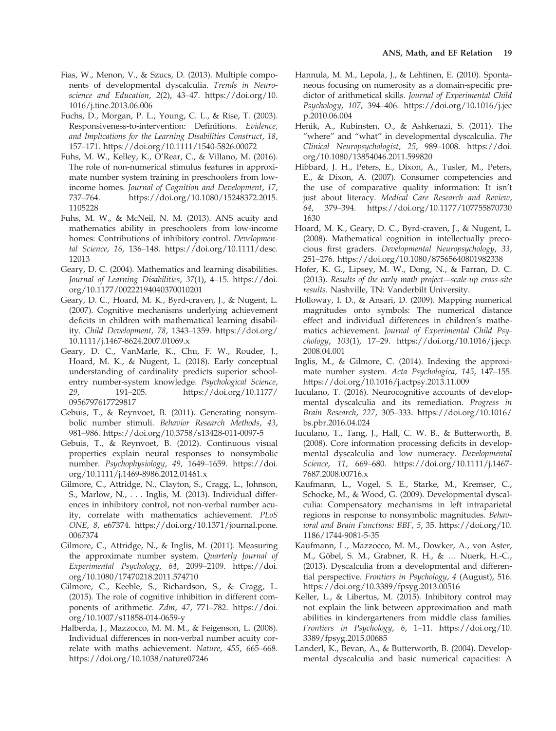Fias, W., Menon, V., & Szucs, D. (2013). Multiple components of developmental dyscalculia. *Trends in Neuroscience and Education*, *2*(2), 43–47. https://doi.org/10.1016/j.tine.2013.06.006

Fuchs, D., Morgan, P. L., Young, C. L., & Rise, T. (2003). Responsiveness-to-intervention: Definitions. *Evidence, and Implications for the Learning Disabilities Construct*, *18*, 157–171. https://doi.org/10.1111/1540-5826.00072

Fuhs, M. W., Kelley, K., O'Rear, C., & Villano, M. (2016). The role of non-numerical stimulus features in approximate number system training in preschoolers from low-income homes. *Journal of Cognition and Development*, *17*, 737–764. https://doi.org/10.1080/15248372.2015.1105228

Fuhs, M. W., & McNeil, N. M. (2013). ANS acuity and mathematics ability in preschoolers from low-income homes: Contributions of inhibitory control. *Developmental Science*, *16*, 136–148. https://doi.org/10.1111/desc.12013

Geary, D. C. (2004). Mathematics and learning disabilities. *Journal of Learning Disabilities*, *37*(1), 4–15. https://doi.org/10.1177/00222194040370010201

Geary, D. C., Hoard, M. K., Byrd-craven, J., & Nugent, L. (2007). Cognitive mechanisms underlying achievement deficits in children with mathematical learning disability. *Child Development*, *78*, 1343–1359. https://doi.org/10.1111/j.1467-8624.2007.01069.x

Geary, D. C., VanMarle, K., Chu, F. W., Rouder, J., Hoard, M. K., & Nugent, L. (2018). Early conceptual understanding of cardinality predicts superior school-entry number-system knowledge. *Psychological Science*, *29*, 191–205. https://doi.org/10.1177/0956797617729817

Gebuis, T., & Reynvoet, B. (2011). Generating nonsymbolic number stimuli. *Behavior Research Methods*, *43*, 981–986. https://doi.org/10.3758/s13428-011-0097-5

Gebuis, T., & Reynvoet, B. (2012). Continuous visual properties explain neural responses to nonsymbolic number. *Psychophysiology*, *49*, 1649–1659. https://doi.org/10.1111/j.1469-8986.2012.01461.x

Gilmore, C., Attridge, N., Clayton, S., Cragg, L., Johnson, S., Marlow, N., . . . Inglis, M. (2013). Individual differences in inhibitory control, not non-verbal number acuity, correlate with mathematics achievement. *PLoS ONE*, *8*, e67374. https://doi.org/10.1371/journal.pone.0067374

Gilmore, C., Attridge, N., & Inglis, M. (2011). Measuring the approximate number system. *Quarterly Journal of Experimental Psychology*, *64*, 2099–2109. https://doi.org/10.1080/17470218.2011.574710

Gilmore, C., Keeble, S., Richardson, S., & Cragg, L. (2015). The role of cognitive inhibition in different components of arithmetic. *Zdm*, *47*, 771–782. https://doi.org/10.1007/s11858-014-0659-y

Halberda, J., Mazzocco, M. M. M., & Feigenson, L. (2008). Individual differences in non-verbal number acuity correlate with maths achievement. *Nature*, *455*, 665–668. https://doi.org/10.1038/nature07246

Hannula, M. M., Lepola, J., & Lehtinen, E. (2010). Spontaneous focusing on numerosity as a domain-specific predictor of arithmetical skills. *Journal of Experimental Child Psychology*, *107*, 394–406. https://doi.org/10.1016/j.jecp.2010.06.004

Henik, A., Rubinsten, O., & Ashkenazi, S. (2011). The "where" and "what" in developmental dyscalculia. *The Clinical Neuropsychologist*, *25*, 989–1008. https://doi.org/10.1080/13854046.2011.599820

Hibbard, J. H., Peters, E., Dixon, A., Tusler, M., Peters, E., & Dixon, A. (2007). Consumer competencies and the use of comparative quality information: It isn't just about literacy. *Medical Care Research and Review*, *64*, 379–394. https://doi.org/10.1177/1077558707301630

Hoard, M. K., Geary, D. C., Byrd-craven, J., & Nugent, L. (2008). Mathematical cognition in intellectually precocious first graders. *Developmental Neuropsychology*, *33*, 251–276. https://doi.org/10.1080/87565640801982338

Hofer, K. G., Lipsey, M. W., Dong, N., & Farran, D. C. (2013). *Results of the early math project—scale-up cross-site results*. Nashville, TN: Vanderbilt University.

Holloway, I. D., & Ansari, D. (2009). Mapping numerical magnitudes onto symbols: The numerical distance effect and individual differences in children's mathematics achievement. *Journal of Experimental Child Psychology*, *103*(1), 17–29. https://doi.org/10.1016/j.jecp.2008.04.001

Inglis, M., & Gilmore, C. (2014). Indexing the approximate number system. *Acta Psychologica*, *145*, 147–155. https://doi.org/10.1016/j.actpsy.2013.11.009

Iuculano, T. (2016). Neurocognitive accounts of developmental dyscalculia and its remediation. *Progress in Brain Research*, *227*, 305–333. https://doi.org/10.1016/bs.pbr.2016.04.024

Iuculano, T., Tang, J., Hall, C. W. B., & Butterworth, B. (2008). Core information processing deficits in developmental dyscalculia and low numeracy. *Developmental Science*, *11*, 669–680. https://doi.org/10.1111/j.1467-7687.2008.00716.x

Kaufmann, L., Vogel, S. E., Starke, M., Kremser, C., Schocke, M., & Wood, G. (2009). Developmental dyscalculia: Compensatory mechanisms in left intraparietal regions in response to nonsymbolic magnitudes. *Behavioral and Brain Functions: BBF*, *5*, 35. https://doi.org/10.1186/1744-9081-5-35

Kaufmann, L., Mazzocco, M. M., Dowker, A., von Aster, M., Göbel, S. M., Grabner, R. H., & … Nuerk, H.-C., (2013). Dyscalculia from a developmental and differential perspective. *Frontiers in Psychology*, *4* (August), 516. https://doi.org/10.3389/fpsyg.2013.00516

Keller, L., & Libertus, M. (2015). Inhibitory control may not explain the link between approximation and math abilities in kindergarteners from middle class families. *Frontiers in Psychology*, *6*, 1–11. https://doi.org/10.3389/fpsyg.2015.00685

Landerl, K., Bevan, A., & Butterworth, B. (2004). Developmental dyscalculia and basic numerical capacities: A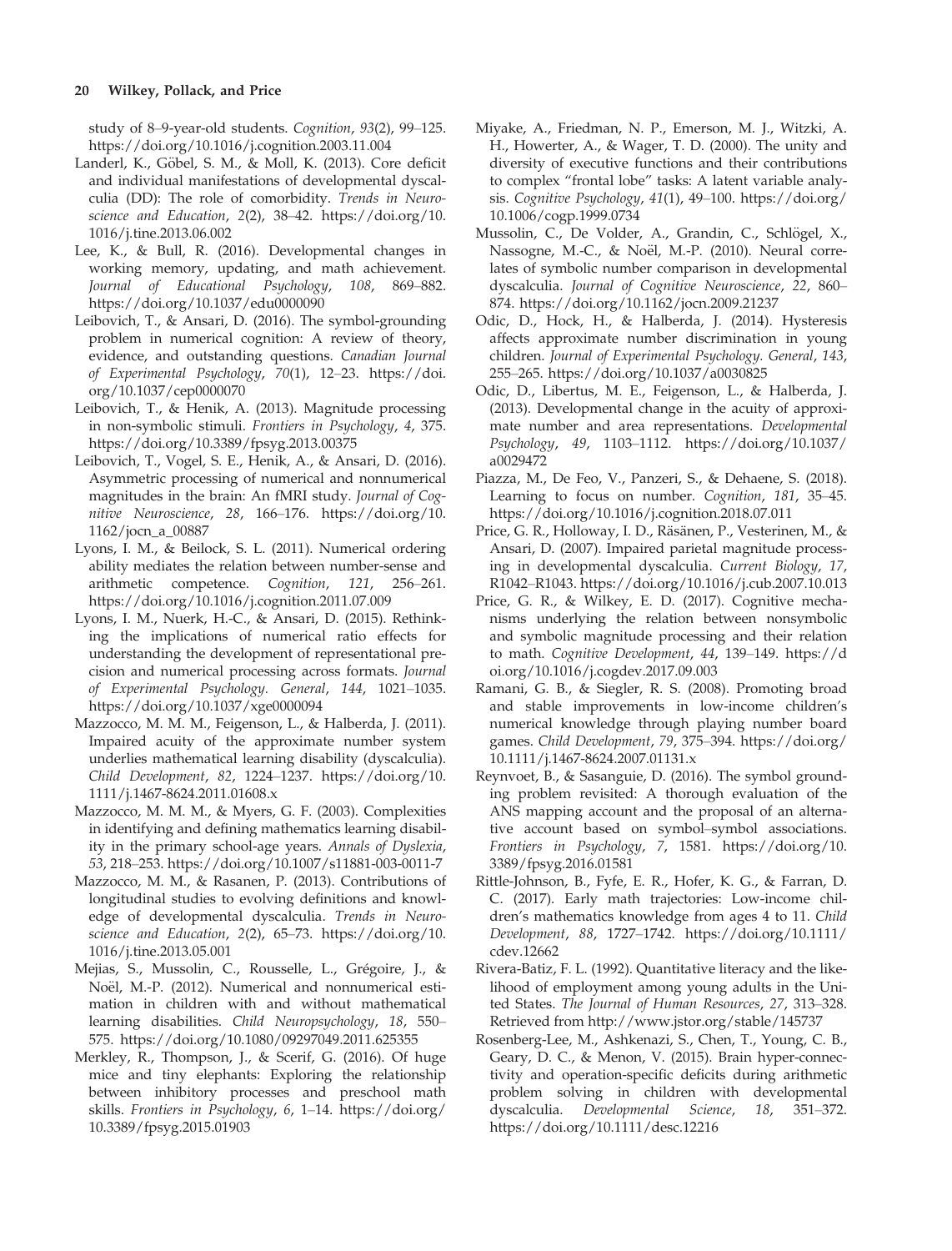study of 8–9-year-old students. *Cognition*, *93*(2), 99–125. https://doi.org/10.1016/j.cognition.2003.11.004

Landerl, K., Göbel, S. M., & Moll, K. (2013). Core deficit and individual manifestations of developmental dyscalculia (DD): The role of comorbidity. *Trends in Neuroscience and Education*, *2*(2), 38–42. https://doi.org/10.1016/j.tine.2013.06.002

Lee, K., & Bull, R. (2016). Developmental changes in working memory, updating, and math achievement. *Journal of Educational Psychology*, *108*, 869–882. https://doi.org/10.1037/edu0000090

Leibovich, T., & Ansari, D. (2016). The symbol-grounding problem in numerical cognition: A review of theory, evidence, and outstanding questions. *Canadian Journal of Experimental Psychology*, *70*(1), 12–23. https://doi.org/10.1037/cep0000070

Leibovich, T., & Henik, A. (2013). Magnitude processing in non-symbolic stimuli. *Frontiers in Psychology*, *4*, 375. https://doi.org/10.3389/fpsyg.2013.00375

Leibovich, T., Vogel, S. E., Henik, A., & Ansari, D. (2016). Asymmetric processing of numerical and nonnumerical magnitudes in the brain: An fMRI study. *Journal of Cognitive Neuroscience*, *28*, 166–176. https://doi.org/10.1162/jocn_a_00887

Lyons, I. M., & Beilock, S. L. (2011). Numerical ordering ability mediates the relation between number-sense and arithmetic competence. *Cognition*, *121*, 256–261. https://doi.org/10.1016/j.cognition.2011.07.009

Lyons, I. M., Nuerk, H.-C., & Ansari, D. (2015). Rethinking the implications of numerical ratio effects for understanding the development of representational precision and numerical processing across formats. *Journal of Experimental Psychology. General*, *144*, 1021–1035. https://doi.org/10.1037/xge0000094

Mazzocco, M. M. M., Feigenson, L., & Halberda, J. (2011). Impaired acuity of the approximate number system underlies mathematical learning disability (dyscalculia). *Child Development*, *82*, 1224–1237. https://doi.org/10.1111/j.1467-8624.2011.01608.x

Mazzocco, M. M. M., & Myers, G. F. (2003). Complexities in identifying and defining mathematics learning disability in the primary school-age years. *Annals of Dyslexia*, *53*, 218–253. https://doi.org/10.1007/s11881-003-0011-7

Mazzocco, M. M., & Rasanen, P. (2013). Contributions of longitudinal studies to evolving definitions and knowledge of developmental dyscalculia. *Trends in Neuroscience and Education*, *2*(2), 65–73. https://doi.org/10.1016/j.tine.2013.05.001

Mejias, S., Mussolin, C., Rousselle, L., Grégoire, J., & Noël, M.-P. (2012). Numerical and nonnumerical estimation in children with and without mathematical learning disabilities. *Child Neuropsychology*, *18*, 550–575. https://doi.org/10.1080/09297049.2011.625355

Merkley, R., Thompson, J., & Scerif, G. (2016). Of huge mice and tiny elephants: Exploring the relationship between inhibitory processes and preschool math skills. *Frontiers in Psychology*, *6*, 1–14. https://doi.org/10.3389/fpsyg.2015.01903

Miyake, A., Friedman, N. P., Emerson, M. J., Witzki, A. H., Howerter, A., & Wager, T. D. (2000). The unity and diversity of executive functions and their contributions to complex "frontal lobe" tasks: A latent variable analysis. *Cognitive Psychology*, *41*(1), 49–100. https://doi.org/10.1006/cogp.1999.0734

Mussolin, C., De Volder, A., Grandin, C., Schlögel, X., Nassogne, M.-C., & Noël, M.-P. (2010). Neural correlates of symbolic number comparison in developmental dyscalculia. *Journal of Cognitive Neuroscience*, *22*, 860–874. https://doi.org/10.1162/jocn.2009.21237

Odic, D., Hock, H., & Halberda, J. (2014). Hysteresis affects approximate number discrimination in young children. *Journal of Experimental Psychology. General*, *143*, 255–265. https://doi.org/10.1037/a0030825

Odic, D., Libertus, M. E., Feigenson, L., & Halberda, J. (2013). Developmental change in the acuity of approximate number and area representations. *Developmental Psychology*, *49*, 1103–1112. https://doi.org/10.1037/a0029472

Piazza, M., De Feo, V., Panzeri, S., & Dehaene, S. (2018). Learning to focus on number. *Cognition*, *181*, 35–45. https://doi.org/10.1016/j.cognition.2018.07.011

Price, G. R., Holloway, I. D., Räsänen, P., Vesterinen, M., & Ansari, D. (2007). Impaired parietal magnitude processing in developmental dyscalculia. *Current Biology*, *17*, R1042–R1043. https://doi.org/10.1016/j.cub.2007.10.013

Price, G. R., & Wilkey, E. D. (2017). Cognitive mechanisms underlying the relation between nonsymbolic and symbolic magnitude processing and their relation to math. *Cognitive Development*, *44*, 139–149. https://doi.org/10.1016/j.cogdev.2017.09.003

Ramani, G. B., & Siegler, R. S. (2008). Promoting broad and stable improvements in low-income children's numerical knowledge through playing number board games. *Child Development*, *79*, 375–394. https://doi.org/10.1111/j.1467-8624.2007.01131.x

Reynvoet, B., & Sasanguie, D. (2016). The symbol grounding problem revisited: A thorough evaluation of the ANS mapping account and the proposal of an alternative account based on symbol–symbol associations. *Frontiers in Psychology*, *7*, 1581. https://doi.org/10.3389/fpsyg.2016.01581

Rittle-Johnson, B., Fyfe, E. R., Hofer, K. G., & Farran, D. C. (2017). Early math trajectories: Low-income children's mathematics knowledge from ages 4 to 11. *Child Development*, *88*, 1727–1742. https://doi.org/10.1111/cdev.12662

Rivera-Batiz, F. L. (1992). Quantitative literacy and the likelihood of employment among young adults in the United States. *The Journal of Human Resources*, *27*, 313–328. Retrieved from http://www.jstor.org/stable/145737

Rosenberg-Lee, M., Ashkenazi, S., Chen, T., Young, C. B., Geary, D. C., & Menon, V. (2015). Brain hyper-connectivity and operation-specific deficits during arithmetic problem solving in children with developmental dyscalculia. *Developmental Science*, *18*, 351–372. https://doi.org/10.1111/desc.12216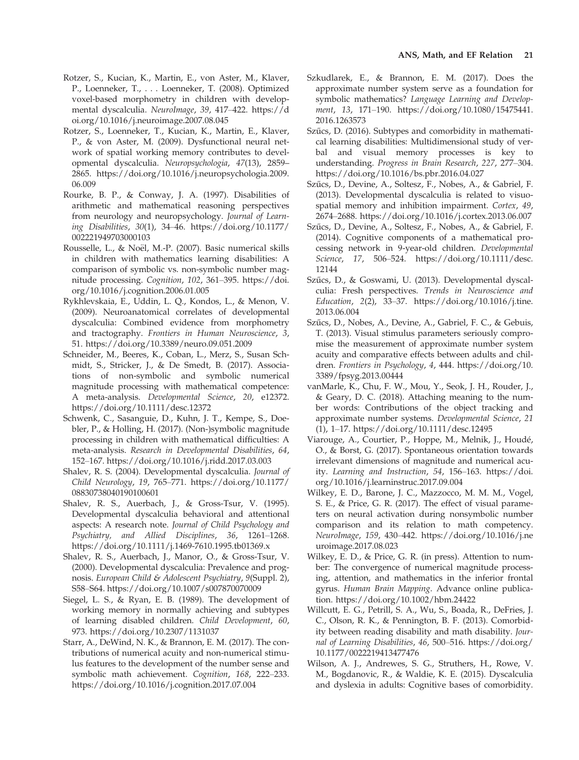Rotzer, S., Kucian, K., Martin, E., von Aster, M., Klaver, P., Loenneker, T., . . . Loenneker, T. (2008). Optimized voxel-based morphometry in children with developmental dyscalculia. *NeuroImage*, *39*, 417–422. https://doi.org/10.1016/j.neuroimage.2007.08.045

Rotzer, S., Loenneker, T., Kucian, K., Martin, E., Klaver, P., & von Aster, M. (2009). Dysfunctional neural network of spatial working memory contributes to developmental dyscalculia. *Neuropsychologia*, *47*(13), 2859–2865. https://doi.org/10.1016/j.neuropsychologia.2009.06.009

Rourke, B. P., & Conway, J. A. (1997). Disabilities of arithmetic and mathematical reasoning perspectives from neurology and neuropsychology. *Journal of Learning Disabilities*, *30*(1), 34–46. https://doi.org/10.1177/002221949703000103

Rousselle, L., & Noël, M.-P. (2007). Basic numerical skills in children with mathematics learning disabilities: A comparison of symbolic vs. non-symbolic number magnitude processing. *Cognition*, *102*, 361–395. https://doi.org/10.1016/j.cognition.2006.01.005

Rykhlevskaia, E., Uddin, L. Q., Kondos, L., & Menon, V. (2009). Neuroanatomical correlates of developmental dyscalculia: Combined evidence from morphometry and tractography. *Frontiers in Human Neuroscience*, *3*, 51. https://doi.org/10.3389/neuro.09.051.2009

Schneider, M., Beeres, K., Coban, L., Merz, S., Susan Schmidt, S., Stricker, J., & De Smedt, B. (2017). Associations of non-symbolic and symbolic numerical magnitude processing with mathematical competence: A meta-analysis. *Developmental Science*, *20*, e12372. https://doi.org/10.1111/desc.12372

Schwenk, C., Sasanguie, D., Kuhn, J. T., Kempe, S., Doebler, P., & Holling, H. (2017). (Non-)symbolic magnitude processing in children with mathematical difficulties: A meta-analysis. *Research in Developmental Disabilities*, *64*, 152–167. https://doi.org/10.1016/j.ridd.2017.03.003

Shalev, R. S. (2004). Developmental dyscalculia. *Journal of Child Neurology*, *19*, 765–771. https://doi.org/10.1177/08830738040190100601

Shalev, R. S., Auerbach, J., & Gross-Tsur, V. (1995). Developmental dyscalculia behavioral and attentional aspects: A research note. *Journal of Child Psychology and Psychiatry, and Allied Disciplines*, *36*, 1261–1268. https://doi.org/10.1111/j.1469-7610.1995.tb01369.x

Shalev, R. S., Auerbach, J., Manor, O., & Gross-Tsur, V. (2000). Developmental dyscalculia: Prevalence and prognosis. *European Child & Adolescent Psychiatry*, *9*(Suppl. 2), S58–S64. https://doi.org/10.1007/s007870070009

Siegel, L. S., & Ryan, E. B. (1989). The development of working memory in normally achieving and subtypes of learning disabled children. *Child Development*, *60*, 973. https://doi.org/10.2307/1131037

Starr, A., DeWind, N. K., & Brannon, E. M. (2017). The contributions of numerical acuity and non-numerical stimulus features to the development of the number sense and symbolic math achievement. *Cognition*, *168*, 222–233. https://doi.org/10.1016/j.cognition.2017.07.004

Szkudlarek, E., & Brannon, E. M. (2017). Does the approximate number system serve as a foundation for symbolic mathematics? *Language Learning and Development*, *13*, 171–190. https://doi.org/10.1080/15475441.2016.1263573

Szűcs, D. (2016). Subtypes and comorbidity in mathematical learning disabilities: Multidimensional study of verbal and visual memory processes is key to understanding. *Progress in Brain Research*, *227*, 277–304. https://doi.org/10.1016/bs.pbr.2016.04.027

Szűcs, D., Devine, A., Soltesz, F., Nobes, A., & Gabriel, F. (2013). Developmental dyscalculia is related to visuospatial memory and inhibition impairment. *Cortex*, *49*, 2674–2688. https://doi.org/10.1016/j.cortex.2013.06.007

Szűcs, D., Devine, A., Soltesz, F., Nobes, A., & Gabriel, F. (2014). Cognitive components of a mathematical processing network in 9-year-old children. *Developmental Science*, *17*, 506–524. https://doi.org/10.1111/desc.12144

Szűcs, D., & Goswami, U. (2013). Developmental dyscalculia: Fresh perspectives. *Trends in Neuroscience and Education*, *2*(2), 33–37. https://doi.org/10.1016/j.tine.2013.06.004

Szűcs, D., Nobes, A., Devine, A., Gabriel, F. C., & Gebuis, T. (2013). Visual stimulus parameters seriously compromise the measurement of approximate number system acuity and comparative effects between adults and children. *Frontiers in Psychology*, *4*, 444. https://doi.org/10.3389/fpsyg.2013.00444

vanMarle, K., Chu, F. W., Mou, Y., Seok, J. H., Rouder, J., & Geary, D. C. (2018). Attaching meaning to the number words: Contributions of the object tracking and approximate number systems. *Developmental Science*, *21* (1), 1–17. https://doi.org/10.1111/desc.12495

Viarouge, A., Courtier, P., Hoppe, M., Melnik, J., Houdé, O., & Borst, G. (2017). Spontaneous orientation towards irrelevant dimensions of magnitude and numerical acuity. *Learning and Instruction*, *54*, 156–163. https://doi.org/10.1016/j.learninstruc.2017.09.004

Wilkey, E. D., Barone, J. C., Mazzocco, M. M. M., Vogel, S. E., & Price, G. R. (2017). The effect of visual parameters on neural activation during nonsymbolic number comparison and its relation to math competency. *NeuroImage*, *159*, 430–442. https://doi.org/10.1016/j.neuroimage.2017.08.023

Wilkey, E. D., & Price, G. R. (in press). Attention to number: The convergence of numerical magnitude processing, attention, and mathematics in the inferior frontal gyrus. *Human Brain Mapping*. Advance online publication. https://doi.org/10.1002/hbm.24422

Willcutt, E. G., Petrill, S. A., Wu, S., Boada, R., DeFries, J. C., Olson, R. K., & Pennington, B. F. (2013). Comorbidity between reading disability and math disability. *Journal of Learning Disabilities*, *46*, 500–516. https://doi.org/10.1177/0022219413477476

Wilson, A. J., Andrewes, S. G., Struthers, H., Rowe, V. M., Bogdanovic, R., & Waldie, K. E. (2015). Dyscalculia and dyslexia in adults: Cognitive bases of comorbidity.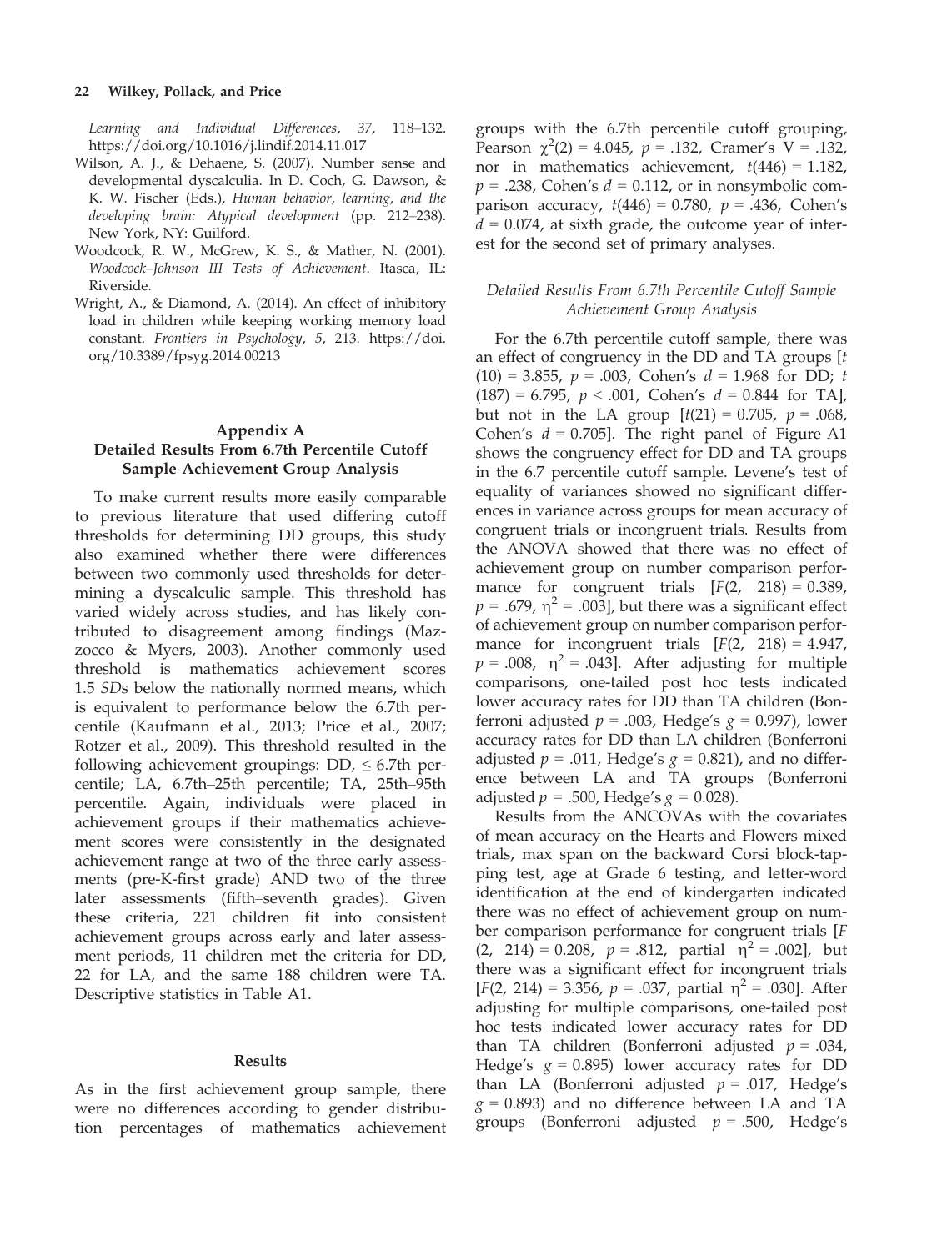*Learning and Individual Differences*, *37*, 118–132. https://doi.org/10.1016/j.lindif.2014.11.017

Wilson, A. J., & Dehaene, S. (2007). Number sense and developmental dyscalculia. In D. Coch, G. Dawson, & K. W. Fischer (Eds.), *Human behavior, learning, and the developing brain: Atypical development* (pp. 212–238). New York, NY: Guilford.

Woodcock, R. W., McGrew, K. S., & Mather, N. (2001). *Woodcock–Johnson III Tests of Achievement*. Itasca, IL: Riverside.

Wright, A., & Diamond, A. (2014). An effect of inhibitory load in children while keeping working memory load constant. *Frontiers in Psychology*, *5*, 213. https://doi.org/10.3389/fpsyg.2014.00213

## Appendix A
## Detailed Results From 6.7th Percentile Cutoff Sample Achievement Group Analysis

To make current results more easily comparable to previous literature that used differing cutoff thresholds for determining DD groups, this study also examined whether there were differences between two commonly used thresholds for determining a dyscalculic sample. This threshold has varied widely across studies, and has likely contributed to disagreement among findings (Mazzocco & Myers, 2003). Another commonly used threshold is mathematics achievement scores 1.5 *SD*s below the nationally normed means, which is equivalent to performance below the 6.7th percentile (Kaufmann et al., 2013; Price et al., 2007; Rotzer et al., 2009). This threshold resulted in the following achievement groupings: DD, ≤ 6.7th percentile; LA, 6.7th–25th percentile; TA, 25th–95th percentile. Again, individuals were placed in achievement groups if their mathematics achievement scores were consistently in the designated achievement range at two of the three early assessments (pre-K-first grade) AND two of the three later assessments (fifth–seventh grades). Given these criteria, 221 children fit into consistent achievement groups across early and later assessment periods, 11 children met the criteria for DD, 22 for LA, and the same 188 children were TA. Descriptive statistics in Table A1.

### Results

As in the first achievement group sample, there were no differences according to gender distribution percentages of mathematics achievement groups with the 6.7th percentile cutoff grouping, Pearson $\chi^2(2) = 4.045$, $p = .132$, Cramer's V = .132, nor in mathematics achievement, $t(446) = 1.182$, $p = .238$, Cohen's $d = 0.112$, or in nonsymbolic comparison accuracy, $t(446) = 0.780$, $p = .436$, Cohen's $d = 0.074$, at sixth grade, the outcome year of interest for the second set of primary analyses.

#### *Detailed Results From 6.7th Percentile Cutoff Sample Achievement Group Analysis*

For the 6.7th percentile cutoff sample, there was an effect of congruency in the DD and TA groups [$t(10) = 3.855$, $p = .003$, Cohen's $d = 1.968$ for DD; $t(187) = 6.795$, $p < .001$, Cohen's $d = 0.844$ for TA], but not in the LA group [$t(21) = 0.705$, $p = .068$, Cohen's $d = 0.705$]. The right panel of Figure A1 shows the congruency effect for DD and TA groups in the 6.7 percentile cutoff sample. Levene's test of equality of variances showed no significant differences in variance across groups for mean accuracy of congruent trials or incongruent trials. Results from the ANOVA showed that there was no effect of achievement group on number comparison performance for congruent trials [$F(2, 218) = 0.389$, $p = .679$, $\eta^2 = .003$], but there was a significant effect of achievement group on number comparison performance for incongruent trials [$F(2, 218) = 4.947$, $p = .008$, $\eta^2 = .043$]. After adjusting for multiple comparisons, one-tailed post hoc tests indicated lower accuracy rates for DD than TA children (Bonferroni adjusted $p = .003$, Hedge's $g = 0.997$), lower accuracy rates for DD than LA children (Bonferroni adjusted $p = .011$, Hedge's $g = 0.821$), and no difference between LA and TA groups (Bonferroni adjusted $p = .500$, Hedge's $g = 0.028$).

Results from the ANCOVAs with the covariates of mean accuracy on the Hearts and Flowers mixed trials, max span on the backward Corsi block-tapping test, age at Grade 6 testing, and letter-word identification at the end of kindergarten indicated there was no effect of achievement group on number comparison performance for congruent trials [$F(2, 214) = 0.208$, $p = .812$, partial $\eta^2 = .002$], but there was a significant effect for incongruent trials [$F(2, 214) = 3.356$, $p = .037$, partial $\eta^2 = .030$]. After adjusting for multiple comparisons, one-tailed post hoc tests indicated lower accuracy rates for DD than TA children (Bonferroni adjusted $p = .034$, Hedge's $g = 0.895$) lower accuracy rates for DD than LA (Bonferroni adjusted $p = .017$, Hedge's $g = 0.893$) and no difference between LA and TA groups (Bonferroni adjusted $p = .500$, Hedge's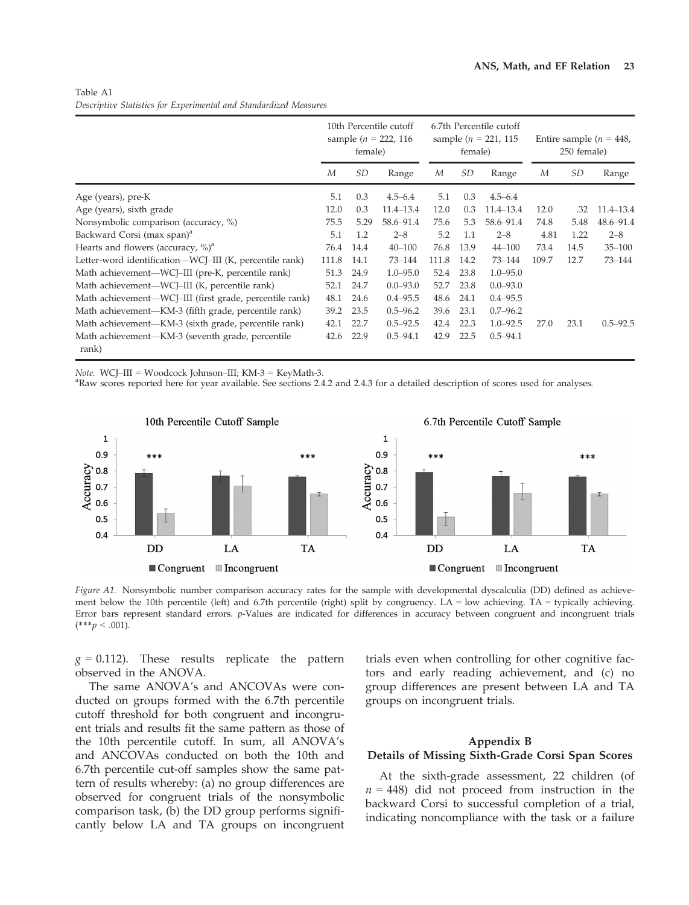Table A1
*Descriptive Statistics for Experimental and Standardized Measures*

| | 10th Percentile cutoff sample ($n$ = 222, 116 female) | | | 6.7th Percentile cutoff sample ($n$ = 221, 115 female) | | | Entire sample ($n$ = 448, 250 female) | | |
|---|---|---|---|---|---|---|---|---|---|
| | *M* | *SD* | Range | *M* | *SD* | Range | *M* | *SD* | Range |
| Age (years), pre-K | 5.1 | 0.3 | 4.5–6.4 | 5.1 | 0.3 | 4.5–6.4 | | | |
| Age (years), sixth grade | 12.0 | 0.3 | 11.4–13.4 | 12.0 | 0.3 | 11.4–13.4 | 12.0 | .32 | 11.4–13.4 |
| Nonsymbolic comparison (accuracy, %) | 75.5 | 5.29 | 58.6–91.4 | 75.6 | 5.3 | 58.6–91.4 | 74.8 | 5.48 | 48.6–91.4 |
| Backward Corsi (max span)[a] | 5.1 | 1.2 | 2–8 | 5.2 | 1.1 | 2–8 | 4.81 | 1.22 | 2–8 |
| Hearts and flowers (accuracy, %)[a] | 76.4 | 14.4 | 40–100 | 76.8 | 13.9 | 44–100 | 73.4 | 14.5 | 35–100 |
| Letter-word identification—WCJ–III (K, percentile rank) | 111.8 | 14.1 | 73–144 | 111.8 | 14.2 | 73–144 | 109.7 | 12.7 | 73–144 |
| Math achievement—WCJ–III (pre-K, percentile rank) | 51.3 | 24.9 | 1.0–95.0 | 52.4 | 23.8 | 1.0–95.0 | | | |
| Math achievement—WCJ–III (K, percentile rank) | 52.1 | 24.7 | 0.0–93.0 | 52.7 | 23.8 | 0.0–93.0 | | | |
| Math achievement—WCJ–III (first grade, percentile rank) | 48.1 | 24.6 | 0.4–95.5 | 48.6 | 24.1 | 0.4–95.5 | | | |
| Math achievement—KM-3 (fifth grade, percentile rank) | 39.2 | 23.5 | 0.5–96.2 | 39.6 | 23.1 | 0.7–96.2 | | | |
| Math achievement—KM-3 (sixth grade, percentile rank) | 42.1 | 22.7 | 0.5–92.5 | 42.4 | 22.3 | 1.0–92.5 | 27.0 | 23.1 | 0.5–92.5 |
| Math achievement—KM-3 (seventh grade, percentile rank) | 42.6 | 22.9 | 0.5–94.1 | 42.9 | 22.5 | 0.5–94.1 | | | |

*Note.* WCJ–III = Woodcock Johnson–III; KM-3 = KeyMath-3.
[a]Raw scores reported here for year available. See sections 2.4.2 and 2.4.3 for a detailed description of scores used for analyses.

*Figure A1.* Nonsymbolic number comparison accuracy rates for the sample with developmental dyscalculia (DD) defined as achievement below the 10th percentile (left) and 6.7th percentile (right) split by congruency. LA = low achieving. TA = typically achieving. Error bars represent standard errors. *p*-Values are indicated for differences in accuracy between congruent and incongruent trials (\*\*\**p* < .001).

$g$ = 0.112). These results replicate the pattern observed in the ANOVA.

The same ANOVA's and ANCOVAs were conducted on groups formed with the 6.7th percentile cutoff threshold for both congruent and incongruent trials and results fit the same pattern as those of the 10th percentile cutoff. In sum, all ANOVA's and ANCOVAs conducted on both the 10th and 6.7th percentile cut-off samples show the same pattern of results whereby: (a) no group differences are observed for congruent trials of the nonsymbolic comparison task, (b) the DD group performs significantly below LA and TA groups on incongruent trials even when controlling for other cognitive factors and early reading achievement, and (c) no group differences are present between LA and TA groups on incongruent trials.

## Appendix B
## Details of Missing Sixth-Grade Corsi Span Scores

At the sixth-grade assessment, 22 children (of $n$ = 448) did not proceed from instruction in the backward Corsi to successful completion of a trial, indicating noncompliance with the task or a failure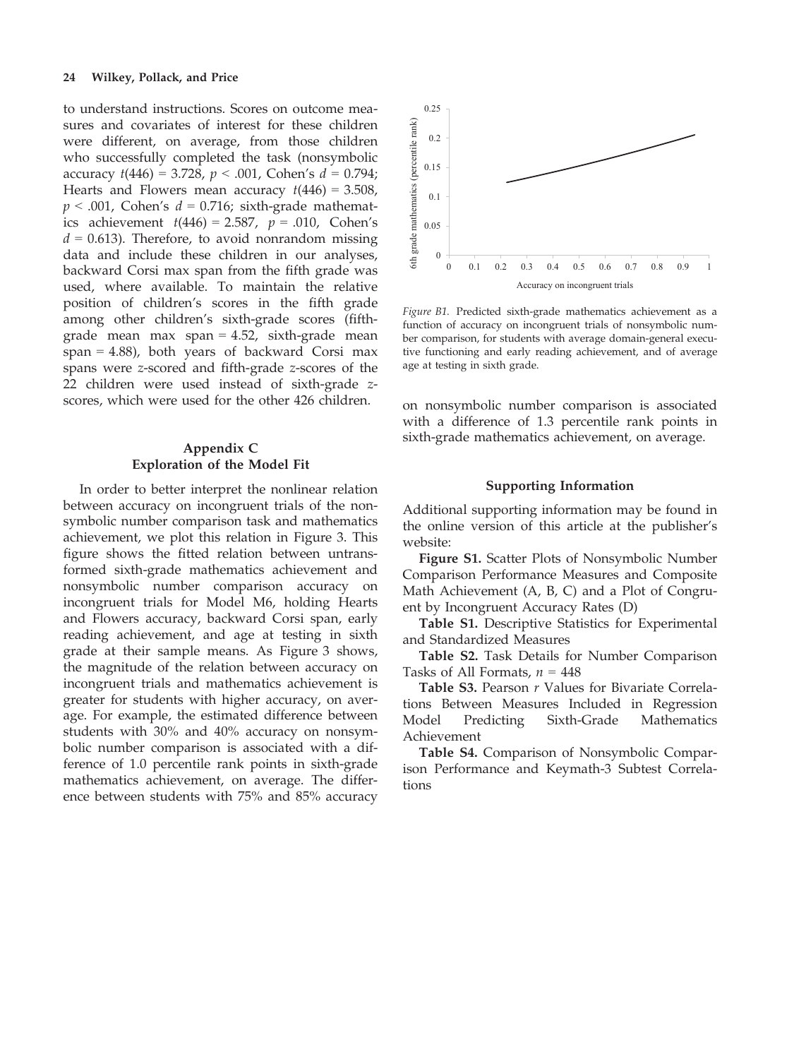to understand instructions. Scores on outcome measures and covariates of interest for these children were different, on average, from those children who successfully completed the task (nonsymbolic accuracy $t(446) = 3.728$, $p < .001$, Cohen's $d = 0.794$; Hearts and Flowers mean accuracy $t(446) = 3.508$, $p < .001$, Cohen's $d = 0.716$; sixth-grade mathematics achievement $t(446) = 2.587$, $p = .010$, Cohen's $d = 0.613$). Therefore, to avoid nonrandom missing data and include these children in our analyses, backward Corsi max span from the fifth grade was used, where available. To maintain the relative position of children's scores in the fifth grade among other children's sixth-grade scores (fifth-grade mean max span = 4.52, sixth-grade mean span = 4.88), both years of backward Corsi max spans were *z*-scored and fifth-grade *z*-scores of the 22 children were used instead of sixth-grade *z*-scores, which were used for the other 426 children.

## Appendix C
## Exploration of the Model Fit

In order to better interpret the nonlinear relation between accuracy on incongruent trials of the nonsymbolic number comparison task and mathematics achievement, we plot this relation in Figure 3. This figure shows the fitted relation between untransformed sixth-grade mathematics achievement and nonsymbolic number comparison accuracy on incongruent trials for Model M6, holding Hearts and Flowers accuracy, backward Corsi span, early reading achievement, and age at testing in sixth grade at their sample means. As Figure 3 shows, the magnitude of the relation between accuracy on incongruent trials and mathematics achievement is greater for students with higher accuracy, on average. For example, the estimated difference between students with 30% and 40% accuracy on nonsymbolic number comparison is associated with a difference of 1.0 percentile rank points in sixth-grade mathematics achievement, on average. The difference between students with 75% and 85% accuracy on nonsymbolic number comparison is associated with a difference of 1.3 percentile rank points in sixth-grade mathematics achievement, on average.

6th grade mathematics (percentile rank)
0.25
0.2
0.15
0.1
0.05
0
0 0.1 0.2 0.3 0.4 0.5 0.6 0.7 0.8 0.9 1
Accuracy on incongruent trials

*Figure B1.* Predicted sixth-grade mathematics achievement as a function of accuracy on incongruent trials of nonsymbolic number comparison, for students with average domain-general executive functioning and early reading achievement, and of average age at testing in sixth grade.

### Supporting Information

Additional supporting information may be found in the online version of this article at the publisher's website:

**Figure S1.** Scatter Plots of Nonsymbolic Number Comparison Performance Measures and Composite Math Achievement (A, B, C) and a Plot of Congruent by Incongruent Accuracy Rates (D)

**Table S1.** Descriptive Statistics for Experimental and Standardized Measures

**Table S2.** Task Details for Number Comparison Tasks of All Formats, $n = 448$

**Table S3.** Pearson *r* Values for Bivariate Correlations Between Measures Included in Regression Model Predicting Sixth-Grade Mathematics Achievement

**Table S4.** Comparison of Nonsymbolic Comparison Performance and Keymath-3 Subtest Correlations